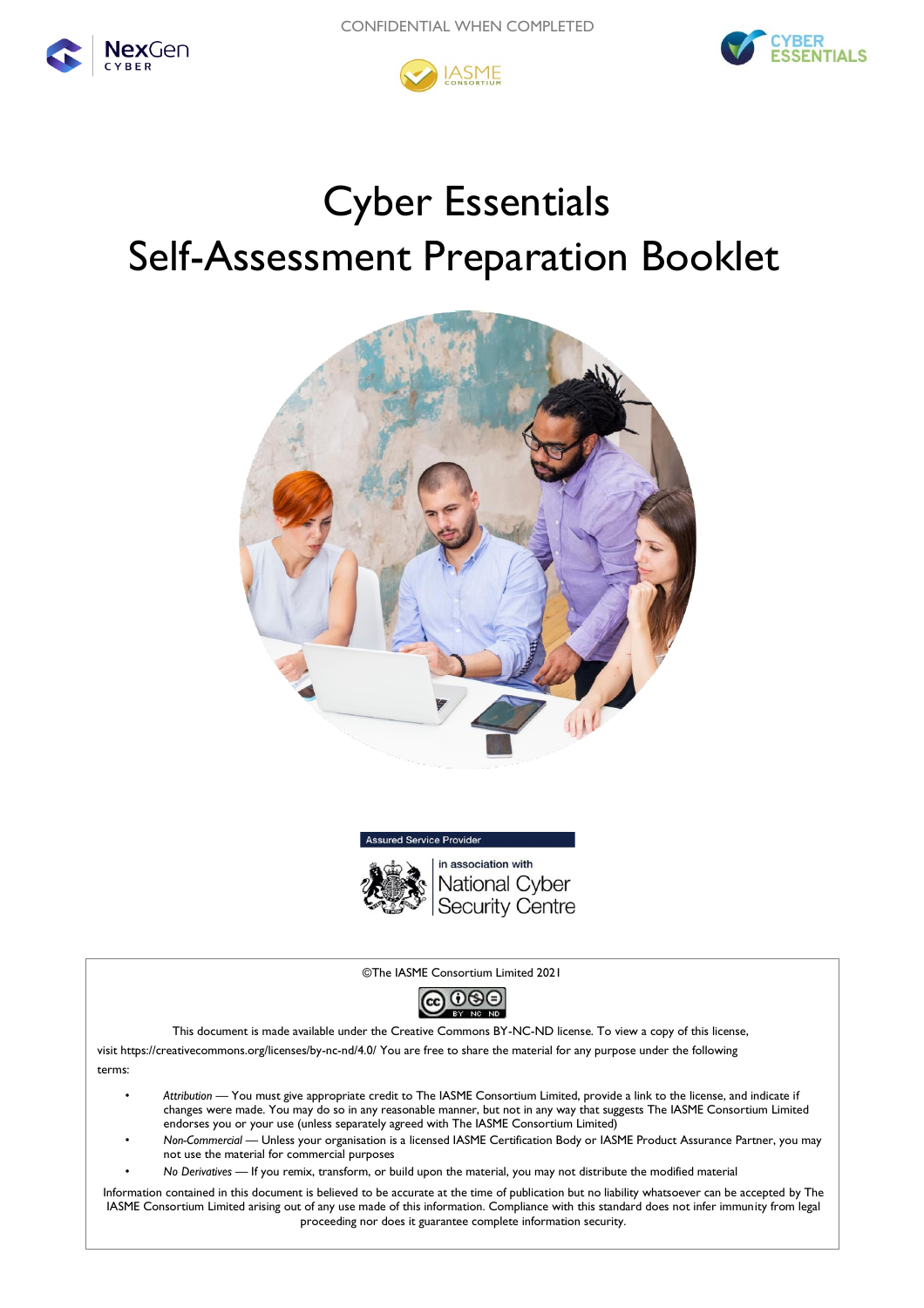CONFIDENTIAL WHEN COMPLETED

# Cyber Essentials
# Self-Assessment Preparation Booklet

Assured Service Provider

in association with

National Cyber Security Centre

©The IASME Consortium Limited 2021

This document is made available under the Creative Commons BY-NC-ND license. To view a copy of this license, visit https://creativecommons.org/licenses/by-nc-nd/4.0/ You are free to share the material for any purpose under the following terms:

- *Attribution* — You must give appropriate credit to The IASME Consortium Limited, provide a link to the license, and indicate if changes were made. You may do so in any reasonable manner, but not in any way that suggests The IASME Consortium Limited endorses you or your use (unless separately agreed with The IASME Consortium Limited)
- *Non-Commercial* — Unless your organisation is a licensed IASME Certification Body or IASME Product Assurance Partner, you may not use the material for commercial purposes
- *No Derivatives* — If you remix, transform, or build upon the material, you may not distribute the modified material

Information contained in this document is believed to be accurate at the time of publication but no liability whatsoever can be accepted by The IASME Consortium Limited arising out of any use made of this information. Compliance with this standard does not infer immunity from legal proceeding nor does it guarantee complete information security.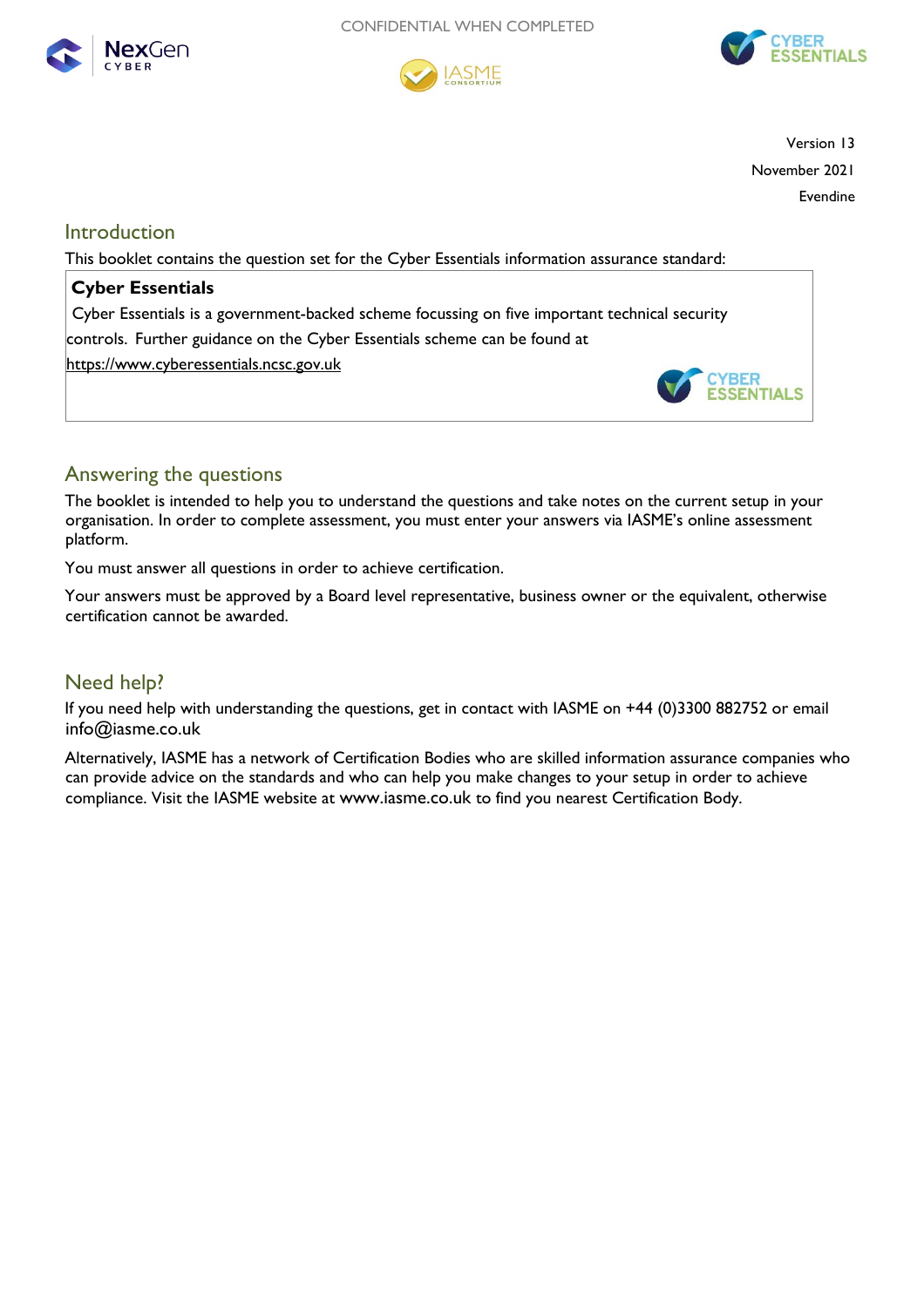CONFIDENTIAL WHEN COMPLETED

Version 13
November 2021
Evendine

## Introduction

This booklet contains the question set for the Cyber Essentials information assurance standard:

**Cyber Essentials**

Cyber Essentials is a government-backed scheme focussing on five important technical security controls. Further guidance on the Cyber Essentials scheme can be found at https://www.cyberessentials.ncsc.gov.uk

## Answering the questions

The booklet is intended to help you to understand the questions and take notes on the current setup in your organisation. In order to complete assessment, you must enter your answers via IASME's online assessment platform.

You must answer all questions in order to achieve certification.

Your answers must be approved by a Board level representative, business owner or the equivalent, otherwise certification cannot be awarded.

## Need help?

If you need help with understanding the questions, get in contact with IASME on +44 (0)3300 882752 or email info@iasme.co.uk

Alternatively, IASME has a network of Certification Bodies who are skilled information assurance companies who can provide advice on the standards and who can help you make changes to your setup in order to achieve compliance. Visit the IASME website at www.iasme.co.uk to find you nearest Certification Body.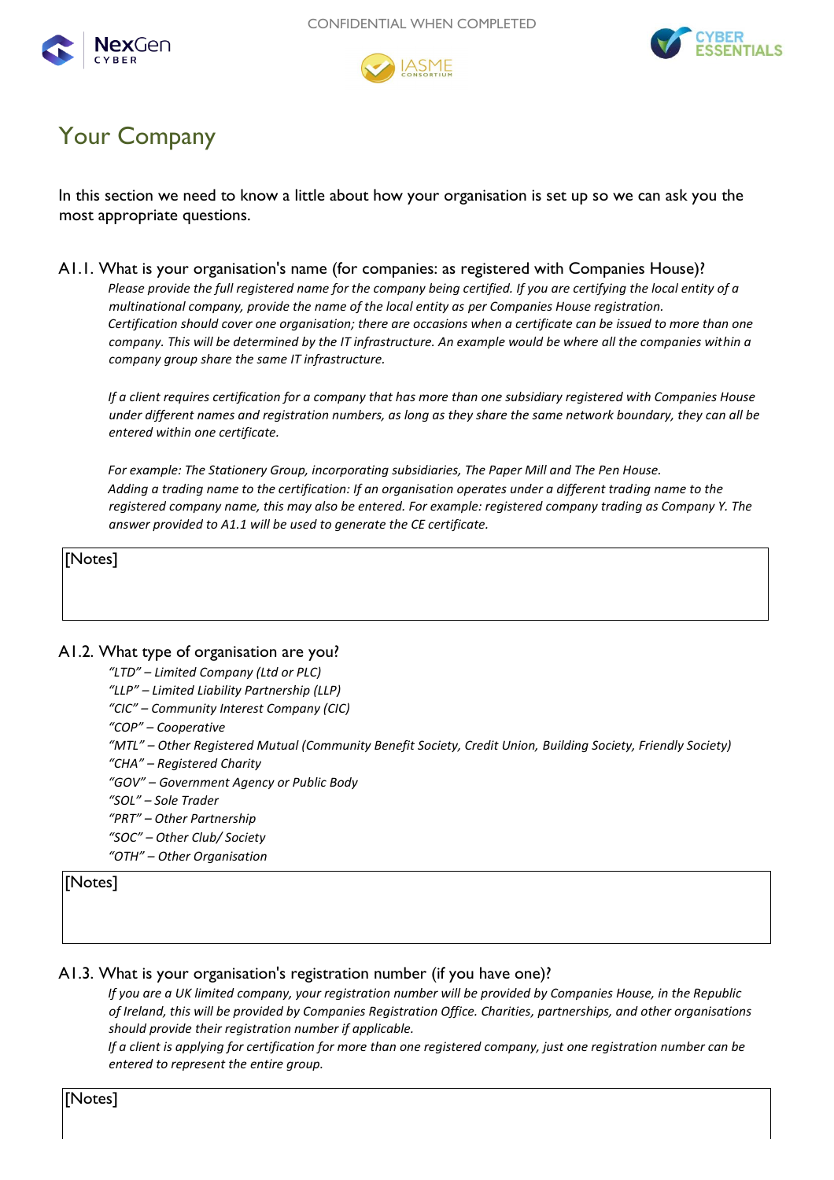# Your Company

In this section we need to know a little about how your organisation is set up so we can ask you the most appropriate questions.

## A1.1. What is your organisation's name (for companies: as registered with Companies House)?

*Please provide the full registered name for the company being certified. If you are certifying the local entity of a multinational company, provide the name of the local entity as per Companies House registration. Certification should cover one organisation; there are occasions when a certificate can be issued to more than one company. This will be determined by the IT infrastructure. An example would be where all the companies within a company group share the same IT infrastructure.*

*If a client requires certification for a company that has more than one subsidiary registered with Companies House under different names and registration numbers, as long as they share the same network boundary, they can all be entered within one certificate.*

*For example: The Stationery Group, incorporating subsidiaries, The Paper Mill and The Pen House. Adding a trading name to the certification: If an organisation operates under a different trading name to the registered company name, this may also be entered. For example: registered company trading as Company Y. The answer provided to A1.1 will be used to generate the CE certificate.*

[Notes]

## A1.2. What type of organisation are you?

*"LTD" – Limited Company (Ltd or PLC)*
*"LLP" – Limited Liability Partnership (LLP)*
*"CIC" – Community Interest Company (CIC)*
*"COP" – Cooperative*
*"MTL" – Other Registered Mutual (Community Benefit Society, Credit Union, Building Society, Friendly Society)*
*"CHA" – Registered Charity*
*"GOV" – Government Agency or Public Body*
*"SOL" – Sole Trader*
*"PRT" – Other Partnership*
*"SOC" – Other Club/ Society*
*"OTH" – Other Organisation*

[Notes]

## A1.3. What is your organisation's registration number (if you have one)?

*If you are a UK limited company, your registration number will be provided by Companies House, in the Republic of Ireland, this will be provided by Companies Registration Office. Charities, partnerships, and other organisations should provide their registration number if applicable.*
*If a client is applying for certification for more than one registered company, just one registration number can be entered to represent the entire group.*

[Notes]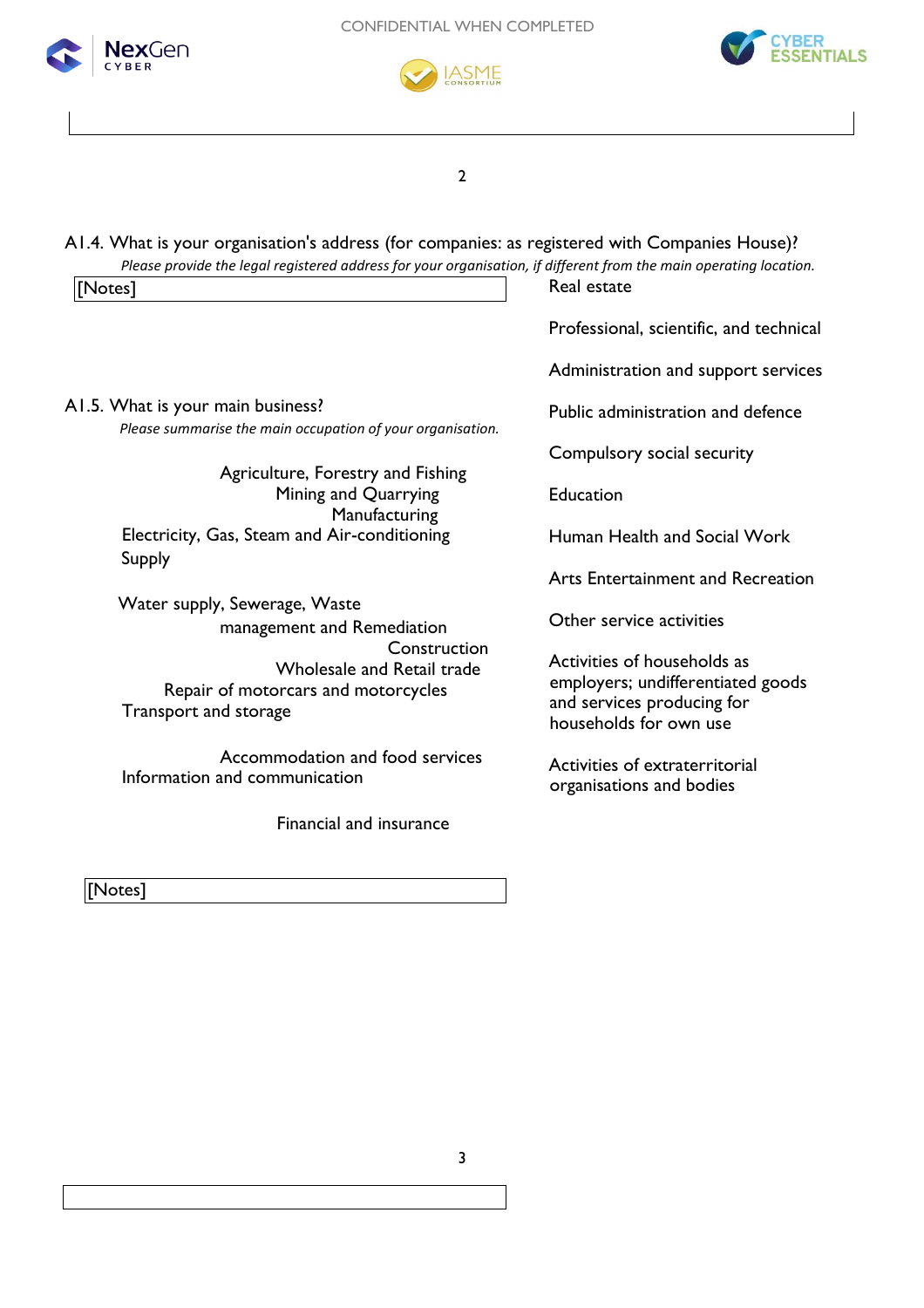A1.4. What is your organisation's address (for companies: as registered with Companies House)?

*Please provide the legal registered address for your organisation, if different from the main operating location.*

[Notes]

A1.5. What is your main business?

*Please summarise the main occupation of your organisation.*

- Agriculture, Forestry and Fishing
- Mining and Quarrying
- Manufacturing
- Electricity, Gas, Steam and Air-conditioning Supply
- Water supply, Sewerage, Waste management and Remediation
- Construction
- Wholesale and Retail trade
- Repair of motorcars and motorcycles
- Transport and storage
- Accommodation and food services
- Information and communication
- Financial and insurance
- Real estate
- Professional, scientific, and technical
- Administration and support services
- Public administration and defence
- Compulsory social security
- Education
- Human Health and Social Work
- Arts Entertainment and Recreation
- Other service activities
- Activities of households as employers; undifferentiated goods and services producing for households for own use
- Activities of extraterritorial organisations and bodies

[Notes]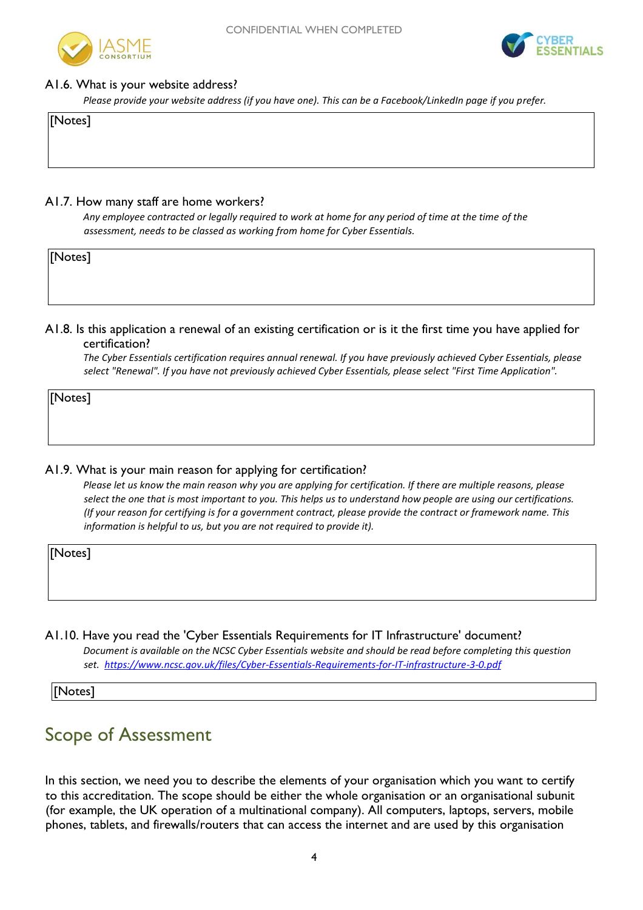### A1.6. What is your website address?

*Please provide your website address (if you have one). This can be a Facebook/LinkedIn page if you prefer.*

[Notes]

### A1.7. How many staff are home workers?

*Any employee contracted or legally required to work at home for any period of time at the time of the assessment, needs to be classed as working from home for Cyber Essentials.*

[Notes]

### A1.8. Is this application a renewal of an existing certification or is it the first time you have applied for certification?

*The Cyber Essentials certification requires annual renewal. If you have previously achieved Cyber Essentials, please select "Renewal". If you have not previously achieved Cyber Essentials, please select "First Time Application".*

[Notes]

### A1.9. What is your main reason for applying for certification?

*Please let us know the main reason why you are applying for certification. If there are multiple reasons, please select the one that is most important to you. This helps us to understand how people are using our certifications. (If your reason for certifying is for a government contract, please provide the contract or framework name. This information is helpful to us, but you are not required to provide it).*

[Notes]

### A1.10. Have you read the 'Cyber Essentials Requirements for IT Infrastructure' document?

*Document is available on the NCSC Cyber Essentials website and should be read before completing this question set. https://www.ncsc.gov.uk/files/Cyber-Essentials-Requirements-for-IT-infrastructure-3-0.pdf*

[Notes]

## Scope of Assessment

In this section, we need you to describe the elements of your organisation which you want to certify to this accreditation. The scope should be either the whole organisation or an organisational subunit (for example, the UK operation of a multinational company). All computers, laptops, servers, mobile phones, tablets, and firewalls/routers that can access the internet and are used by this organisation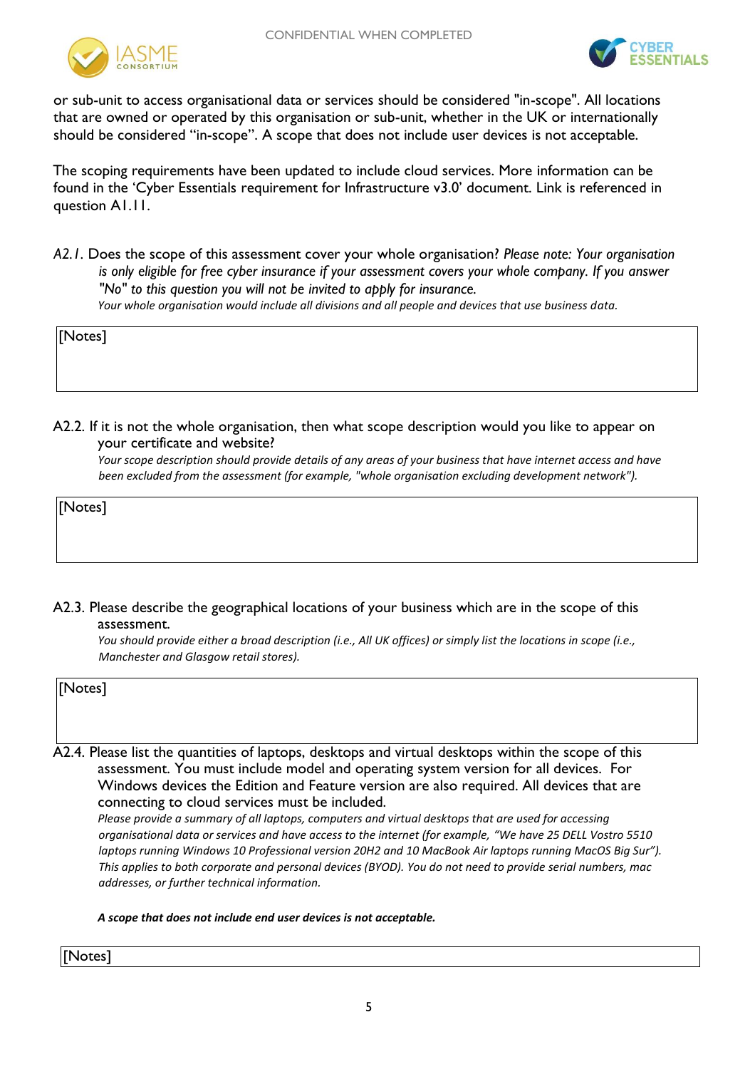or sub-unit to access organisational data or services should be considered "in-scope". All locations that are owned or operated by this organisation or sub-unit, whether in the UK or internationally should be considered "in-scope". A scope that does not include user devices is not acceptable.

The scoping requirements have been updated to include cloud services. More information can be found in the 'Cyber Essentials requirement for Infrastructure v3.0' document. Link is referenced in question A1.11.

*A2.1*. Does the scope of this assessment cover your whole organisation? *Please note: Your organisation is only eligible for free cyber insurance if your assessment covers your whole company. If you answer "No" to this question you will not be invited to apply for insurance.*
*Your whole organisation would include all divisions and all people and devices that use business data.*

| [Notes] |
|---|

A2.2. If it is not the whole organisation, then what scope description would you like to appear on your certificate and website?
*Your scope description should provide details of any areas of your business that have internet access and have been excluded from the assessment (for example, "whole organisation excluding development network").*

| [Notes] |
|---|

A2.3. Please describe the geographical locations of your business which are in the scope of this assessment.
*You should provide either a broad description (i.e., All UK offices) or simply list the locations in scope (i.e., Manchester and Glasgow retail stores).*

| [Notes] |
|---|

A2.4. Please list the quantities of laptops, desktops and virtual desktops within the scope of this assessment. You must include model and operating system version for all devices. For Windows devices the Edition and Feature version are also required. All devices that are connecting to cloud services must be included.
*Please provide a summary of all laptops, computers and virtual desktops that are used for accessing organisational data or services and have access to the internet (for example, "We have 25 DELL Vostro 5510 laptops running Windows 10 Professional version 20H2 and 10 MacBook Air laptops running MacOS Big Sur"). This applies to both corporate and personal devices (BYOD). You do not need to provide serial numbers, mac addresses, or further technical information.*

***A scope that does not include end user devices is not acceptable.***

| [Notes] |
|---|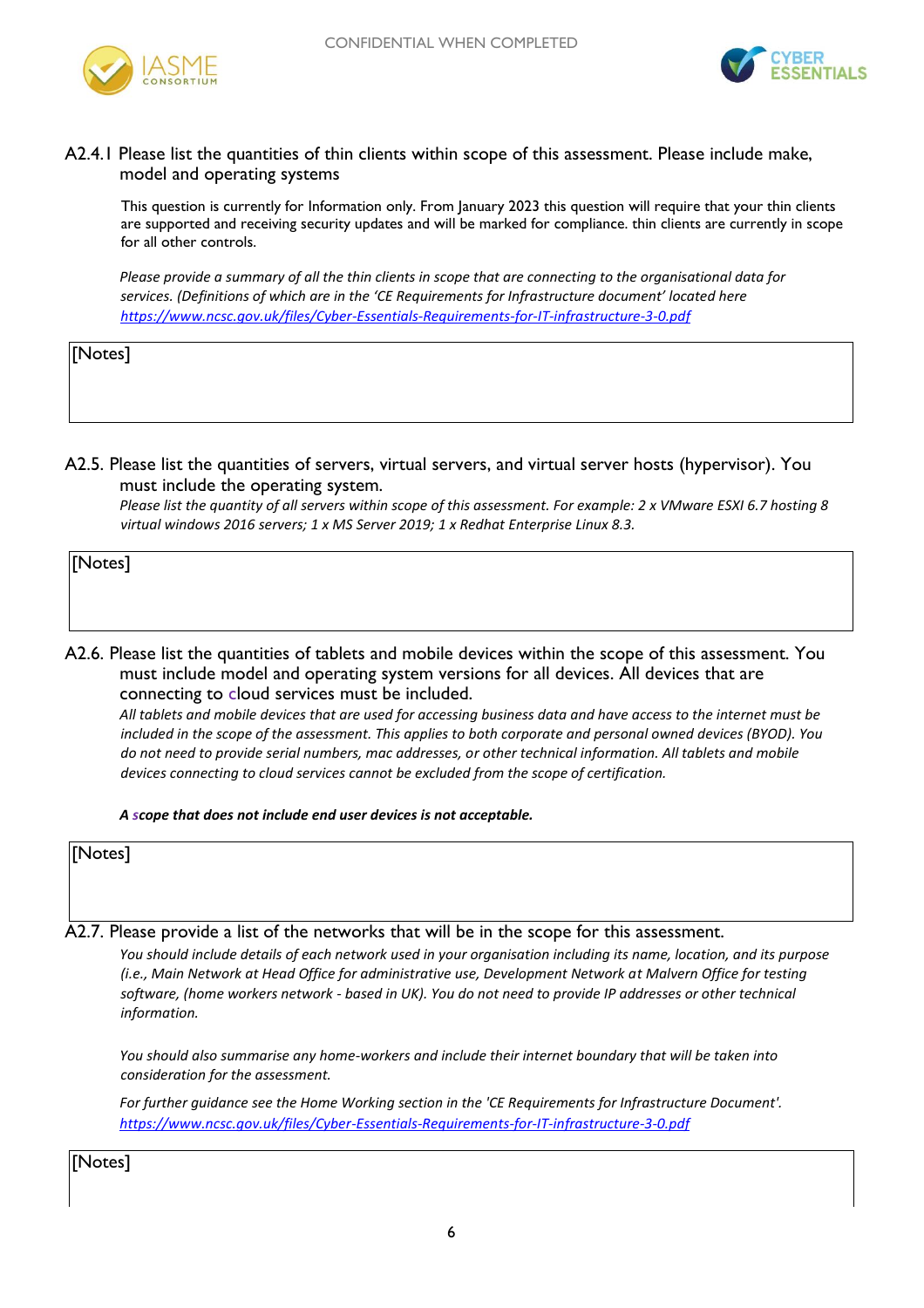### A2.4.1 Please list the quantities of thin clients within scope of this assessment. Please include make, model and operating systems

This question is currently for Information only. From January 2023 this question will require that your thin clients are supported and receiving security updates and will be marked for compliance. thin clients are currently in scope for all other controls.

*Please provide a summary of all the thin clients in scope that are connecting to the organisational data for services. (Definitions of which are in the 'CE Requirements for Infrastructure document' located here [https://www.ncsc.gov.uk/files/Cyber-Essentials-Requirements-for-IT-infrastructure-3-0.pdf](https://www.ncsc.gov.uk/files/Cyber-Essentials-Requirements-for-IT-infrastructure-3-0.pdf)*

[Notes]

### A2.5. Please list the quantities of servers, virtual servers, and virtual server hosts (hypervisor). You must include the operating system.

*Please list the quantity of all servers within scope of this assessment. For example: 2 x VMware ESXI 6.7 hosting 8 virtual windows 2016 servers; 1 x MS Server 2019; 1 x Redhat Enterprise Linux 8.3.*

[Notes]

### A2.6. Please list the quantities of tablets and mobile devices within the scope of this assessment. You must include model and operating system versions for all devices. All devices that are connecting to cloud services must be included.

*All tablets and mobile devices that are used for accessing business data and have access to the internet must be included in the scope of the assessment. This applies to both corporate and personal owned devices (BYOD). You do not need to provide serial numbers, mac addresses, or other technical information. All tablets and mobile devices connecting to cloud services cannot be excluded from the scope of certification.*

***A scope that does not include end user devices is not acceptable.***

[Notes]

### A2.7. Please provide a list of the networks that will be in the scope for this assessment.

*You should include details of each network used in your organisation including its name, location, and its purpose (i.e., Main Network at Head Office for administrative use, Development Network at Malvern Office for testing software, (home workers network - based in UK). You do not need to provide IP addresses or other technical information.*

*You should also summarise any home-workers and include their internet boundary that will be taken into consideration for the assessment.*

*For further guidance see the Home Working section in the 'CE Requirements for Infrastructure Document'. [https://www.ncsc.gov.uk/files/Cyber-Essentials-Requirements-for-IT-infrastructure-3-0.pdf](https://www.ncsc.gov.uk/files/Cyber-Essentials-Requirements-for-IT-infrastructure-3-0.pdf)*

[Notes]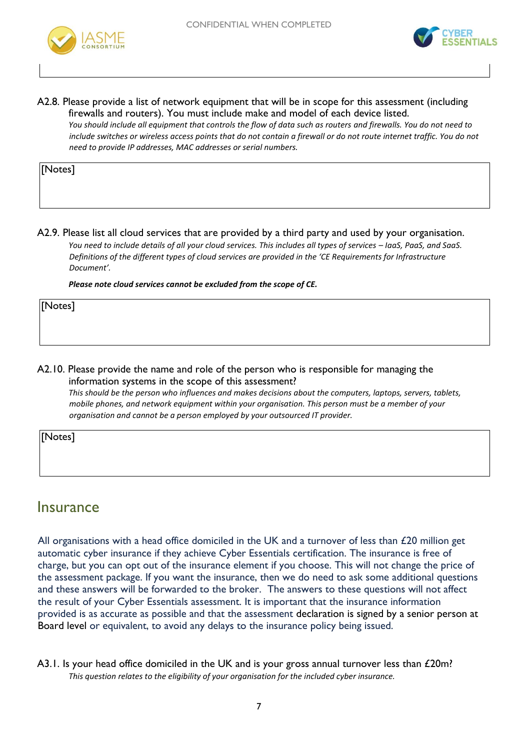A2.8. Please provide a list of network equipment that will be in scope for this assessment (including firewalls and routers). You must include make and model of each device listed.

*You should include all equipment that controls the flow of data such as routers and firewalls. You do not need to include switches or wireless access points that do not contain a firewall or do not route internet traffic. You do not need to provide IP addresses, MAC addresses or serial numbers.*

[Notes]

A2.9. Please list all cloud services that are provided by a third party and used by your organisation.

*You need to include details of all your cloud services. This includes all types of services – IaaS, PaaS, and SaaS. Definitions of the different types of cloud services are provided in the 'CE Requirements for Infrastructure Document'.*

***Please note cloud services cannot be excluded from the scope of CE.***

[Notes]

A2.10. Please provide the name and role of the person who is responsible for managing the information systems in the scope of this assessment?

*This should be the person who influences and makes decisions about the computers, laptops, servers, tablets, mobile phones, and network equipment within your organisation. This person must be a member of your organisation and cannot be a person employed by your outsourced IT provider.*

[Notes]

## Insurance

All organisations with a head office domiciled in the UK and a turnover of less than £20 million get automatic cyber insurance if they achieve Cyber Essentials certification. The insurance is free of charge, but you can opt out of the insurance element if you choose. This will not change the price of the assessment package. If you want the insurance, then we do need to ask some additional questions and these answers will be forwarded to the broker. The answers to these questions will not affect the result of your Cyber Essentials assessment. It is important that the insurance information provided is as accurate as possible and that the assessment declaration is signed by a senior person at Board level or equivalent, to avoid any delays to the insurance policy being issued.

A3.1. Is your head office domiciled in the UK and is your gross annual turnover less than £20m?

*This question relates to the eligibility of your organisation for the included cyber insurance.*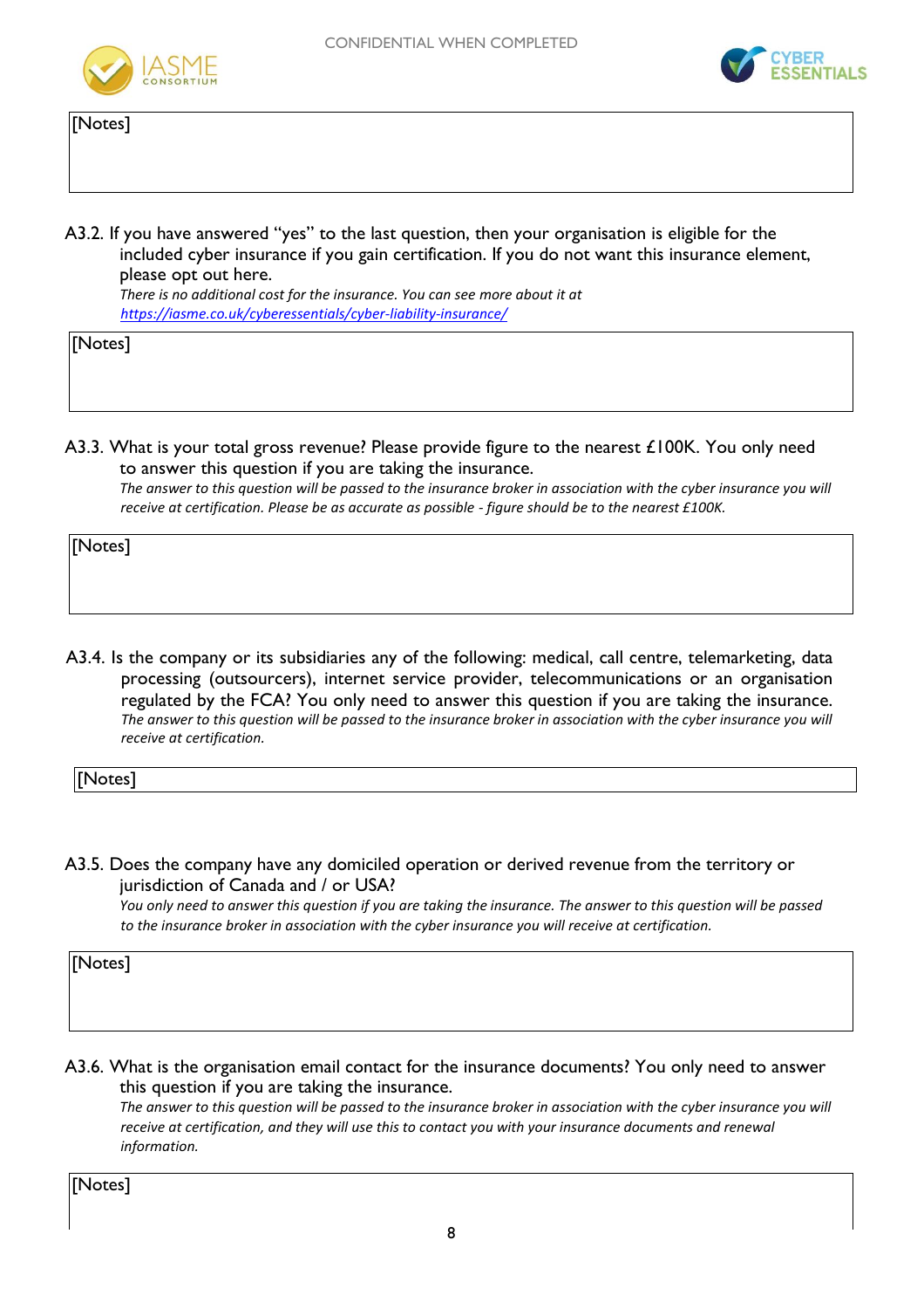[Notes]

A3.2. If you have answered "yes" to the last question, then your organisation is eligible for the included cyber insurance if you gain certification. If you do not want this insurance element, please opt out here.
*There is no additional cost for the insurance. You can see more about it at [https://iasme.co.uk/cyberessentials/cyber-liability-insurance/](https://iasme.co.uk/cyberessentials/cyber-liability-insurance/)*

[Notes]

A3.3. What is your total gross revenue? Please provide figure to the nearest £100K. You only need to answer this question if you are taking the insurance.
*The answer to this question will be passed to the insurance broker in association with the cyber insurance you will receive at certification. Please be as accurate as possible - figure should be to the nearest £100K.*

[Notes]

A3.4. Is the company or its subsidiaries any of the following: medical, call centre, telemarketing, data processing (outsourcers), internet service provider, telecommunications or an organisation regulated by the FCA? You only need to answer this question if you are taking the insurance.
*The answer to this question will be passed to the insurance broker in association with the cyber insurance you will receive at certification.*

[Notes]

A3.5. Does the company have any domiciled operation or derived revenue from the territory or jurisdiction of Canada and / or USA?
*You only need to answer this question if you are taking the insurance. The answer to this question will be passed to the insurance broker in association with the cyber insurance you will receive at certification.*

[Notes]

A3.6. What is the organisation email contact for the insurance documents? You only need to answer this question if you are taking the insurance.
*The answer to this question will be passed to the insurance broker in association with the cyber insurance you will receive at certification, and they will use this to contact you with your insurance documents and renewal information.*

[Notes]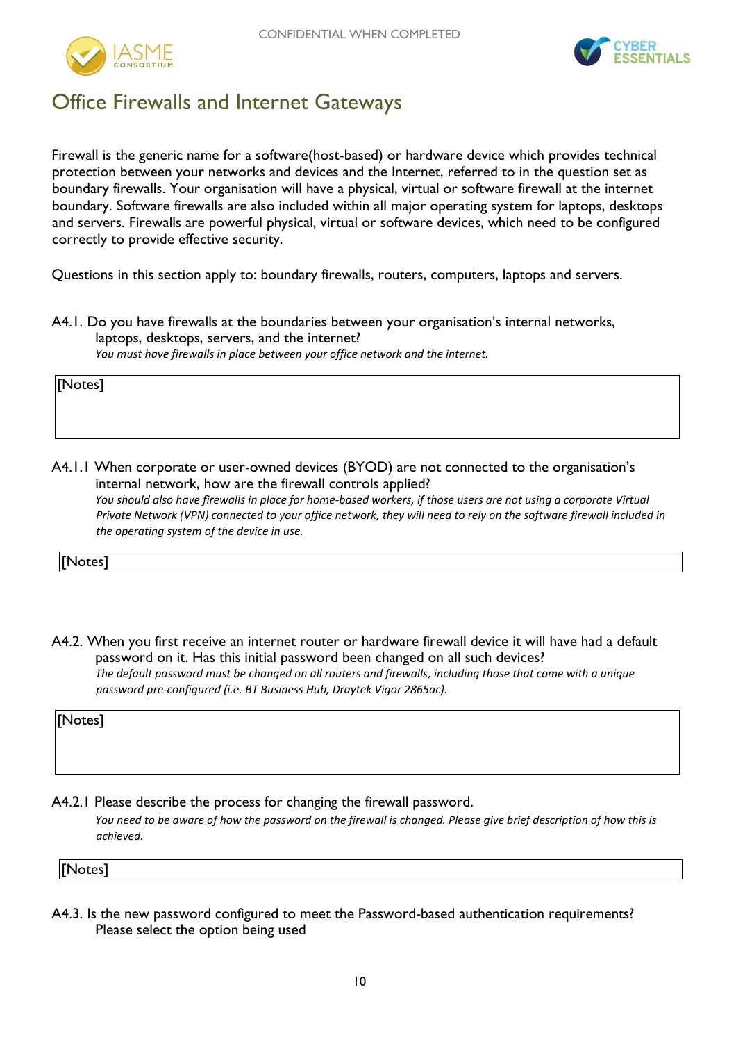## Office Firewalls and Internet Gateways

Firewall is the generic name for a software(host-based) or hardware device which provides technical protection between your networks and devices and the Internet, referred to in the question set as boundary firewalls. Your organisation will have a physical, virtual or software firewall at the internet boundary. Software firewalls are also included within all major operating system for laptops, desktops and servers. Firewalls are powerful physical, virtual or software devices, which need to be configured correctly to provide effective security.

Questions in this section apply to: boundary firewalls, routers, computers, laptops and servers.

A4.1. Do you have firewalls at the boundaries between your organisation's internal networks, laptops, desktops, servers, and the internet?

*You must have firewalls in place between your office network and the internet.*

| [Notes] |
|---|

A4.1.1 When corporate or user-owned devices (BYOD) are not connected to the organisation's internal network, how are the firewall controls applied?

*You should also have firewalls in place for home-based workers, if those users are not using a corporate Virtual Private Network (VPN) connected to your office network, they will need to rely on the software firewall included in the operating system of the device in use.*

| [Notes] |
|---|

A4.2. When you first receive an internet router or hardware firewall device it will have had a default password on it. Has this initial password been changed on all such devices?

*The default password must be changed on all routers and firewalls, including those that come with a unique password pre-configured (i.e. BT Business Hub, Draytek Vigor 2865ac).*

| [Notes] |
|---|

A4.2.1 Please describe the process for changing the firewall password.

*You need to be aware of how the password on the firewall is changed. Please give brief description of how this is achieved.*

| [Notes] |
|---|

A4.3. Is the new password configured to meet the Password-based authentication requirements? Please select the option being used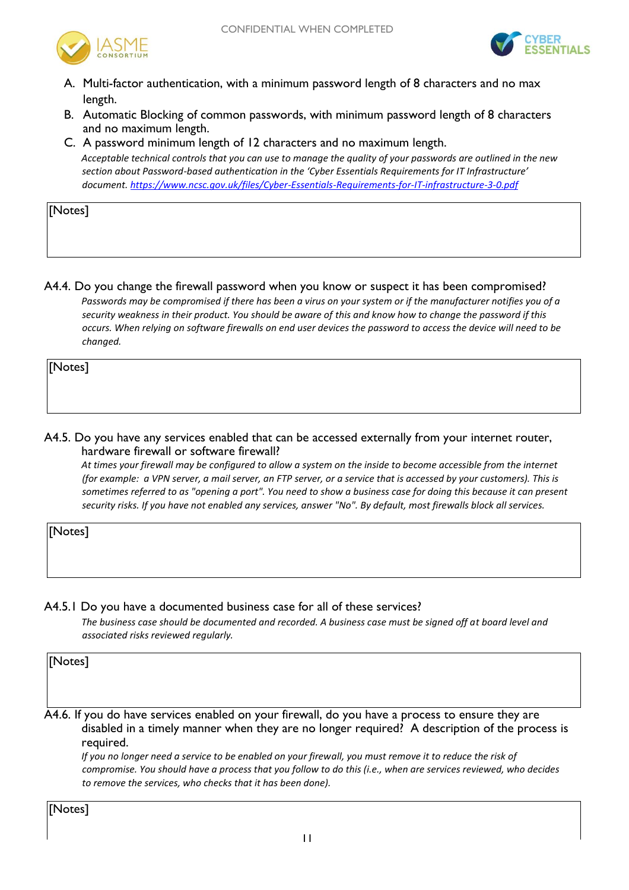A. Multi-factor authentication, with a minimum password length of 8 characters and no max length.
B. Automatic Blocking of common passwords, with minimum password length of 8 characters and no maximum length.
C. A password minimum length of 12 characters and no maximum length.

*Acceptable technical controls that you can use to manage the quality of your passwords are outlined in the new section about Password-based authentication in the 'Cyber Essentials Requirements for IT Infrastructure' document.* [*https://www.ncsc.gov.uk/files/Cyber-Essentials-Requirements-for-IT-infrastructure-3-0.pdf*](https://www.ncsc.gov.uk/files/Cyber-Essentials-Requirements-for-IT-infrastructure-3-0.pdf)

[Notes]

A4.4. Do you change the firewall password when you know or suspect it has been compromised?

*Passwords may be compromised if there has been a virus on your system or if the manufacturer notifies you of a security weakness in their product. You should be aware of this and know how to change the password if this occurs. When relying on software firewalls on end user devices the password to access the device will need to be changed.*

[Notes]

A4.5. Do you have any services enabled that can be accessed externally from your internet router, hardware firewall or software firewall?

*At times your firewall may be configured to allow a system on the inside to become accessible from the internet (for example: a VPN server, a mail server, an FTP server, or a service that is accessed by your customers). This is sometimes referred to as "opening a port". You need to show a business case for doing this because it can present security risks. If you have not enabled any services, answer "No". By default, most firewalls block all services.*

[Notes]

A4.5.1 Do you have a documented business case for all of these services?

*The business case should be documented and recorded. A business case must be signed off at board level and associated risks reviewed regularly.*

[Notes]

A4.6. If you do have services enabled on your firewall, do you have a process to ensure they are disabled in a timely manner when they are no longer required? A description of the process is required.

*If you no longer need a service to be enabled on your firewall, you must remove it to reduce the risk of compromise. You should have a process that you follow to do this (i.e., when are services reviewed, who decides to remove the services, who checks that it has been done).*

[Notes]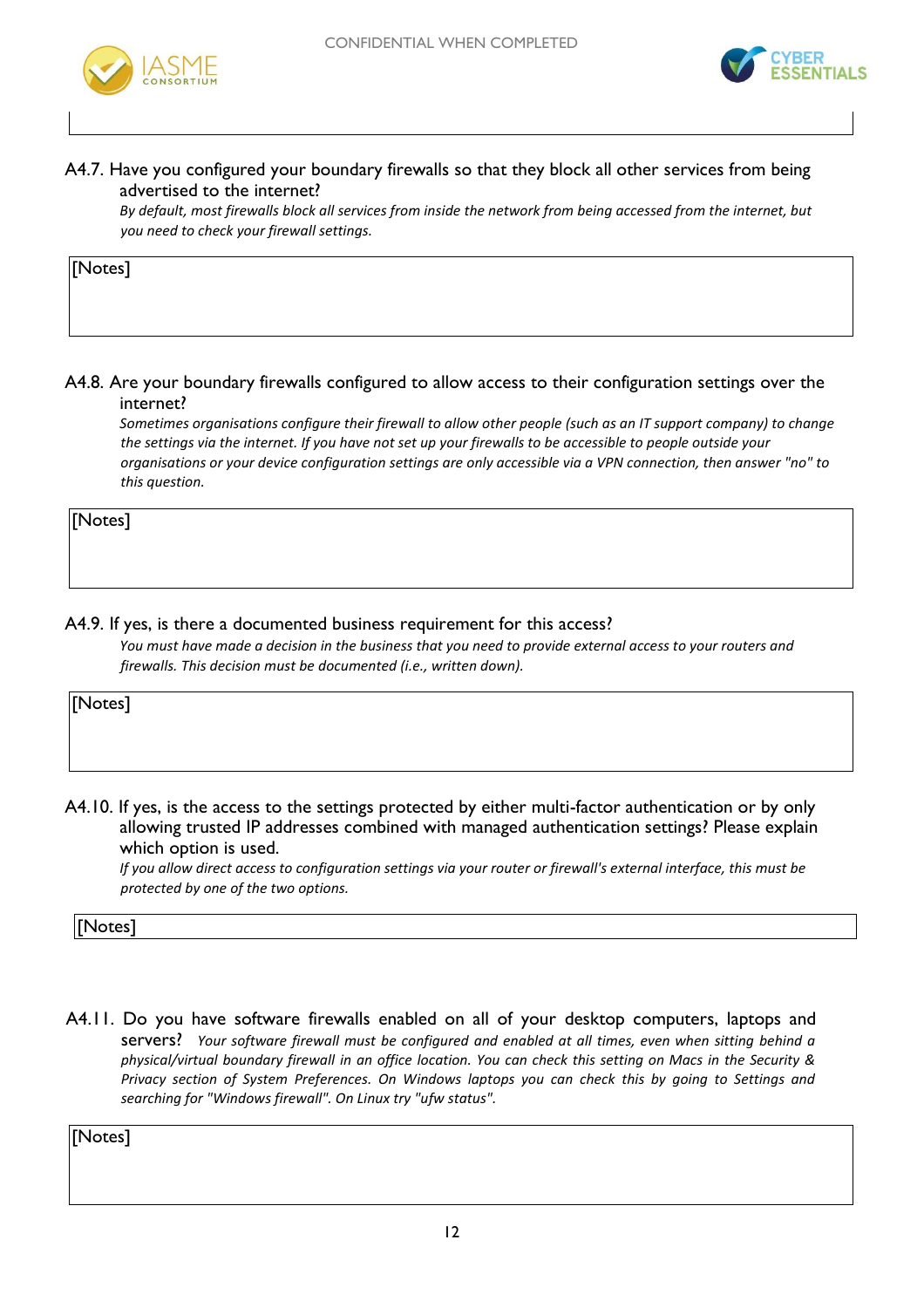A4.7. Have you configured your boundary firewalls so that they block all other services from being advertised to the internet?

*By default, most firewalls block all services from inside the network from being accessed from the internet, but you need to check your firewall settings.*

[Notes]

A4.8. Are your boundary firewalls configured to allow access to their configuration settings over the internet?

*Sometimes organisations configure their firewall to allow other people (such as an IT support company) to change the settings via the internet. If you have not set up your firewalls to be accessible to people outside your organisations or your device configuration settings are only accessible via a VPN connection, then answer "no" to this question.*

[Notes]

A4.9. If yes, is there a documented business requirement for this access?

*You must have made a decision in the business that you need to provide external access to your routers and firewalls. This decision must be documented (i.e., written down).*

[Notes]

A4.10. If yes, is the access to the settings protected by either multi-factor authentication or by only allowing trusted IP addresses combined with managed authentication settings? Please explain which option is used.

*If you allow direct access to configuration settings via your router or firewall's external interface, this must be protected by one of the two options.*

[Notes]

A4.11. Do you have software firewalls enabled on all of your desktop computers, laptops and servers?

*Your software firewall must be configured and enabled at all times, even when sitting behind a physical/virtual boundary firewall in an office location. You can check this setting on Macs in the Security & Privacy section of System Preferences. On Windows laptops you can check this by going to Settings and searching for "Windows firewall". On Linux try "ufw status".*

[Notes]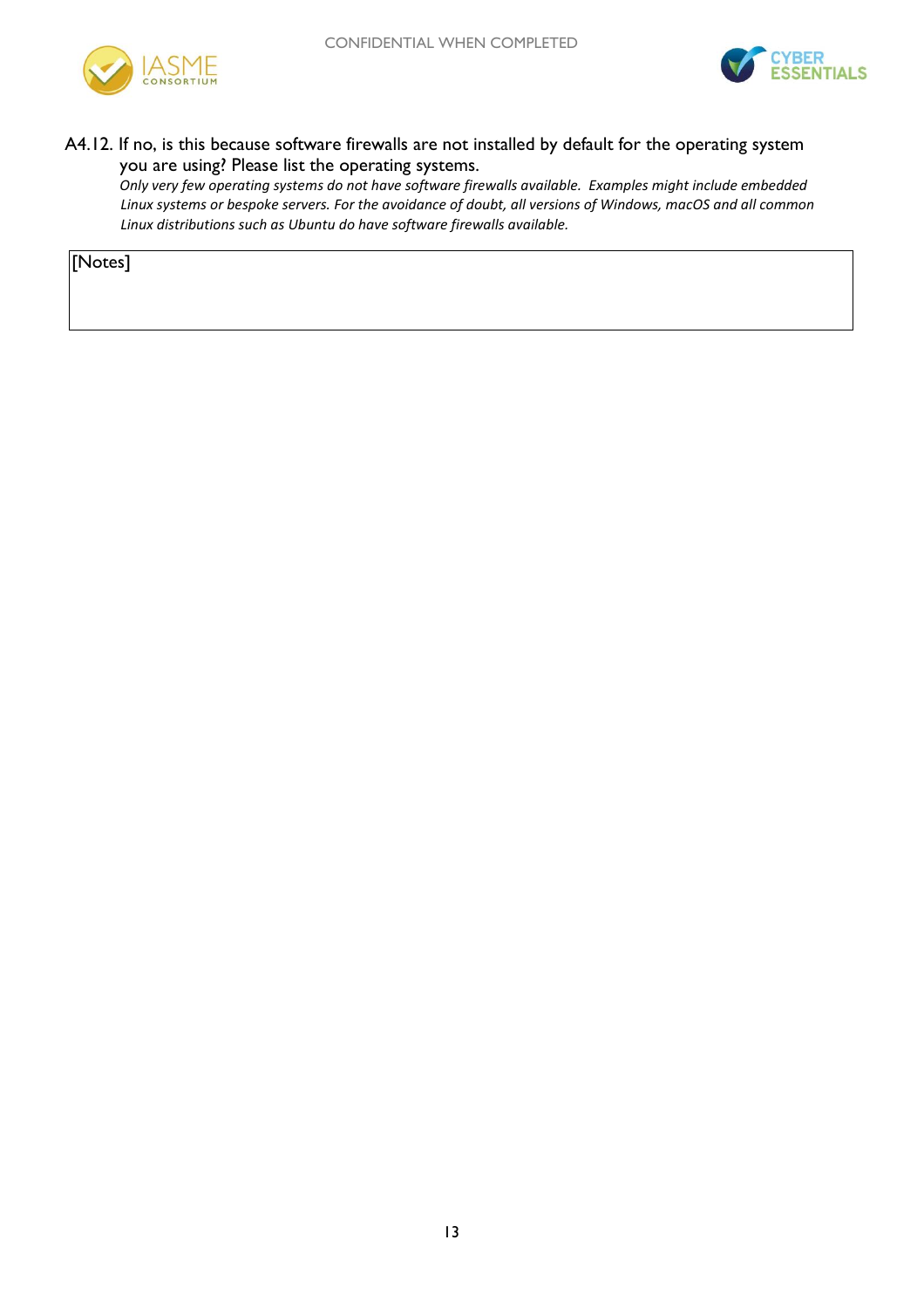A4.12. If no, is this because software firewalls are not installed by default for the operating system you are using? Please list the operating systems.

*Only very few operating systems do not have software firewalls available. Examples might include embedded Linux systems or bespoke servers. For the avoidance of doubt, all versions of Windows, macOS and all common Linux distributions such as Ubuntu do have software firewalls available.*

| [Notes] |
|---|
| |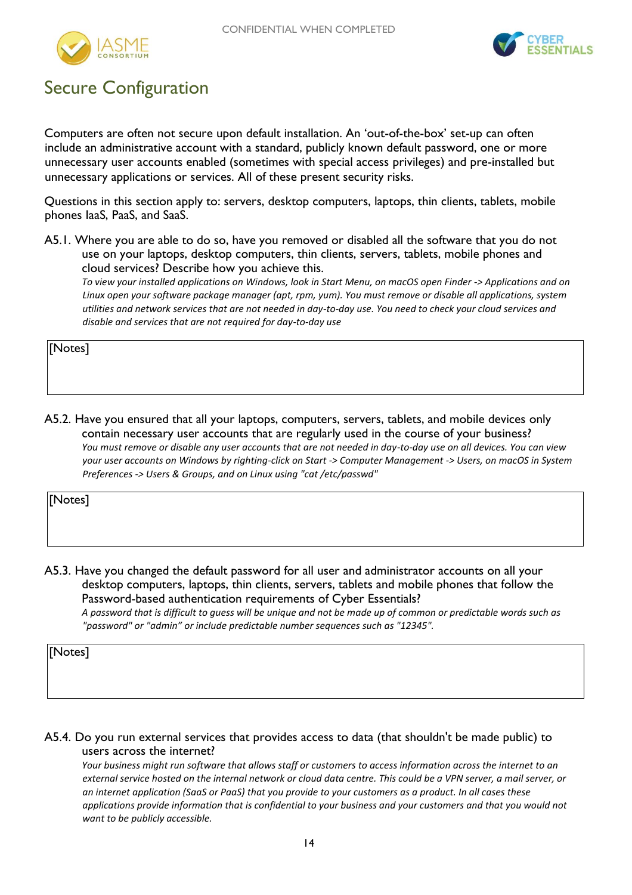## Secure Configuration

Computers are often not secure upon default installation. An 'out-of-the-box' set-up can often include an administrative account with a standard, publicly known default password, one or more unnecessary user accounts enabled (sometimes with special access privileges) and pre-installed but unnecessary applications or services. All of these present security risks.

Questions in this section apply to: servers, desktop computers, laptops, thin clients, tablets, mobile phones IaaS, PaaS, and SaaS.

A5.1. Where you are able to do so, have you removed or disabled all the software that you do not use on your laptops, desktop computers, thin clients, servers, tablets, mobile phones and cloud services? Describe how you achieve this.

*To view your installed applications on Windows, look in Start Menu, on macOS open Finder -> Applications and on Linux open your software package manager (apt, rpm, yum). You must remove or disable all applications, system utilities and network services that are not needed in day-to-day use. You need to check your cloud services and disable and services that are not required for day-to-day use*

[Notes]

A5.2. Have you ensured that all your laptops, computers, servers, tablets, and mobile devices only contain necessary user accounts that are regularly used in the course of your business?

*You must remove or disable any user accounts that are not needed in day-to-day use on all devices. You can view your user accounts on Windows by righting-click on Start -> Computer Management -> Users, on macOS in System Preferences -> Users & Groups, and on Linux using "cat /etc/passwd"*

[Notes]

A5.3. Have you changed the default password for all user and administrator accounts on all your desktop computers, laptops, thin clients, servers, tablets and mobile phones that follow the Password-based authentication requirements of Cyber Essentials?

*A password that is difficult to guess will be unique and not be made up of common or predictable words such as "password" or "admin" or include predictable number sequences such as "12345".*

[Notes]

A5.4. Do you run external services that provides access to data (that shouldn't be made public) to users across the internet?

*Your business might run software that allows staff or customers to access information across the internet to an external service hosted on the internal network or cloud data centre. This could be a VPN server, a mail server, or an internet application (SaaS or PaaS) that you provide to your customers as a product. In all cases these applications provide information that is confidential to your business and your customers and that you would not want to be publicly accessible.*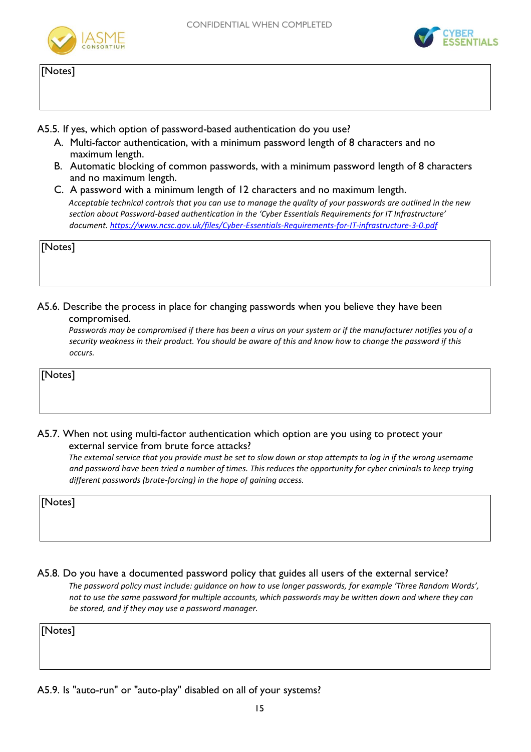[Notes]

A5.5. If yes, which option of password-based authentication do you use?

A. Multi-factor authentication, with a minimum password length of 8 characters and no maximum length.
B. Automatic blocking of common passwords, with a minimum password length of 8 characters and no maximum length.
C. A password with a minimum length of 12 characters and no maximum length.

*Acceptable technical controls that you can use to manage the quality of your passwords are outlined in the new section about Password-based authentication in the 'Cyber Essentials Requirements for IT Infrastructure' document. [https://www.ncsc.gov.uk/files/Cyber-Essentials-Requirements-for-IT-infrastructure-3-0.pdf](https://www.ncsc.gov.uk/files/Cyber-Essentials-Requirements-for-IT-infrastructure-3-0.pdf)*

[Notes]

A5.6. Describe the process in place for changing passwords when you believe they have been compromised.

*Passwords may be compromised if there has been a virus on your system or if the manufacturer notifies you of a security weakness in their product. You should be aware of this and know how to change the password if this occurs.*

[Notes]

A5.7. When not using multi-factor authentication which option are you using to protect your external service from brute force attacks?

*The external service that you provide must be set to slow down or stop attempts to log in if the wrong username and password have been tried a number of times. This reduces the opportunity for cyber criminals to keep trying different passwords (brute-forcing) in the hope of gaining access.*

[Notes]

A5.8. Do you have a documented password policy that guides all users of the external service?

*The password policy must include: guidance on how to use longer passwords, for example 'Three Random Words', not to use the same password for multiple accounts, which passwords may be written down and where they can be stored, and if they may use a password manager.*

[Notes]

A5.9. Is "auto-run" or "auto-play" disabled on all of your systems?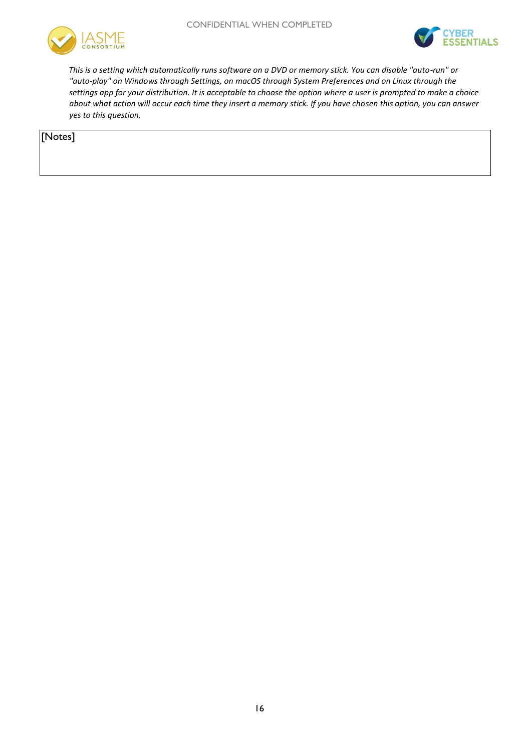*This is a setting which automatically runs software on a DVD or memory stick. You can disable "auto-run" or "auto-play" on Windows through Settings, on macOS through System Preferences and on Linux through the settings app for your distribution. It is acceptable to choose the option where a user is prompted to make a choice about what action will occur each time they insert a memory stick. If you have chosen this option, you can answer yes to this question.*

| [Notes] |
|---|
| |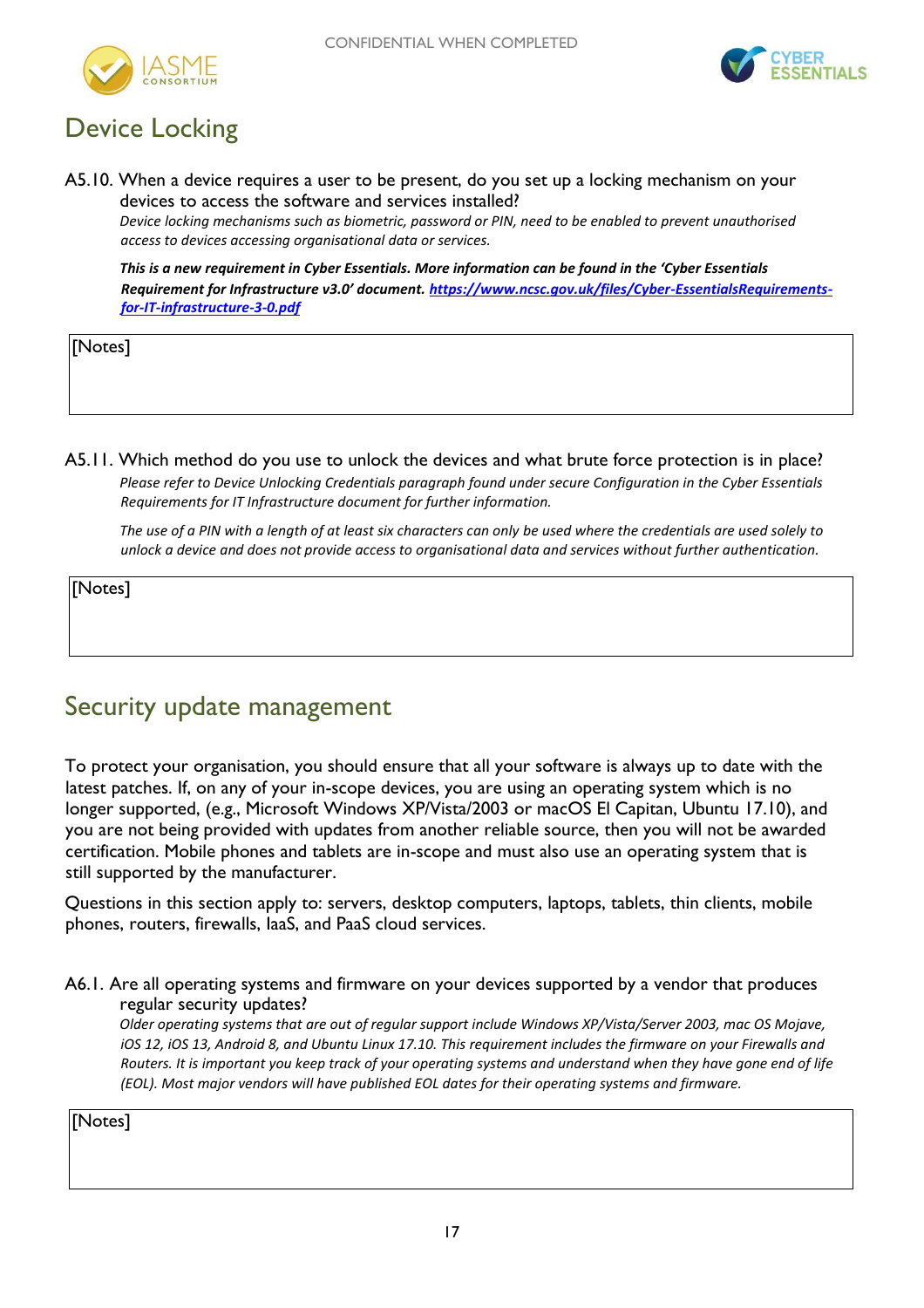## Device Locking

A5.10. When a device requires a user to be present, do you set up a locking mechanism on your devices to access the software and services installed?

*Device locking mechanisms such as biometric, password or PIN, need to be enabled to prevent unauthorised access to devices accessing organisational data or services.*

***This is a new requirement in Cyber Essentials. More information can be found in the 'Cyber Essentials Requirement for Infrastructure v3.0' document. [https://www.ncsc.gov.uk/files/Cyber-EssentialsRequirements-for-IT-infrastructure-3-0.pdf](https://www.ncsc.gov.uk/files/Cyber-EssentialsRequirements-for-IT-infrastructure-3-0.pdf)***

[Notes]

A5.11. Which method do you use to unlock the devices and what brute force protection is in place?

*Please refer to Device Unlocking Credentials paragraph found under secure Configuration in the Cyber Essentials Requirements for IT Infrastructure document for further information.*

*The use of a PIN with a length of at least six characters can only be used where the credentials are used solely to unlock a device and does not provide access to organisational data and services without further authentication.*

[Notes]

## Security update management

To protect your organisation, you should ensure that all your software is always up to date with the latest patches. If, on any of your in-scope devices, you are using an operating system which is no longer supported, (e.g., Microsoft Windows XP/Vista/2003 or macOS El Capitan, Ubuntu 17.10), and you are not being provided with updates from another reliable source, then you will not be awarded certification. Mobile phones and tablets are in-scope and must also use an operating system that is still supported by the manufacturer.

Questions in this section apply to: servers, desktop computers, laptops, tablets, thin clients, mobile phones, routers, firewalls, IaaS, and PaaS cloud services.

A6.1. Are all operating systems and firmware on your devices supported by a vendor that produces regular security updates?

*Older operating systems that are out of regular support include Windows XP/Vista/Server 2003, mac OS Mojave, iOS 12, iOS 13, Android 8, and Ubuntu Linux 17.10. This requirement includes the firmware on your Firewalls and Routers. It is important you keep track of your operating systems and understand when they have gone end of life (EOL). Most major vendors will have published EOL dates for their operating systems and firmware.*

[Notes]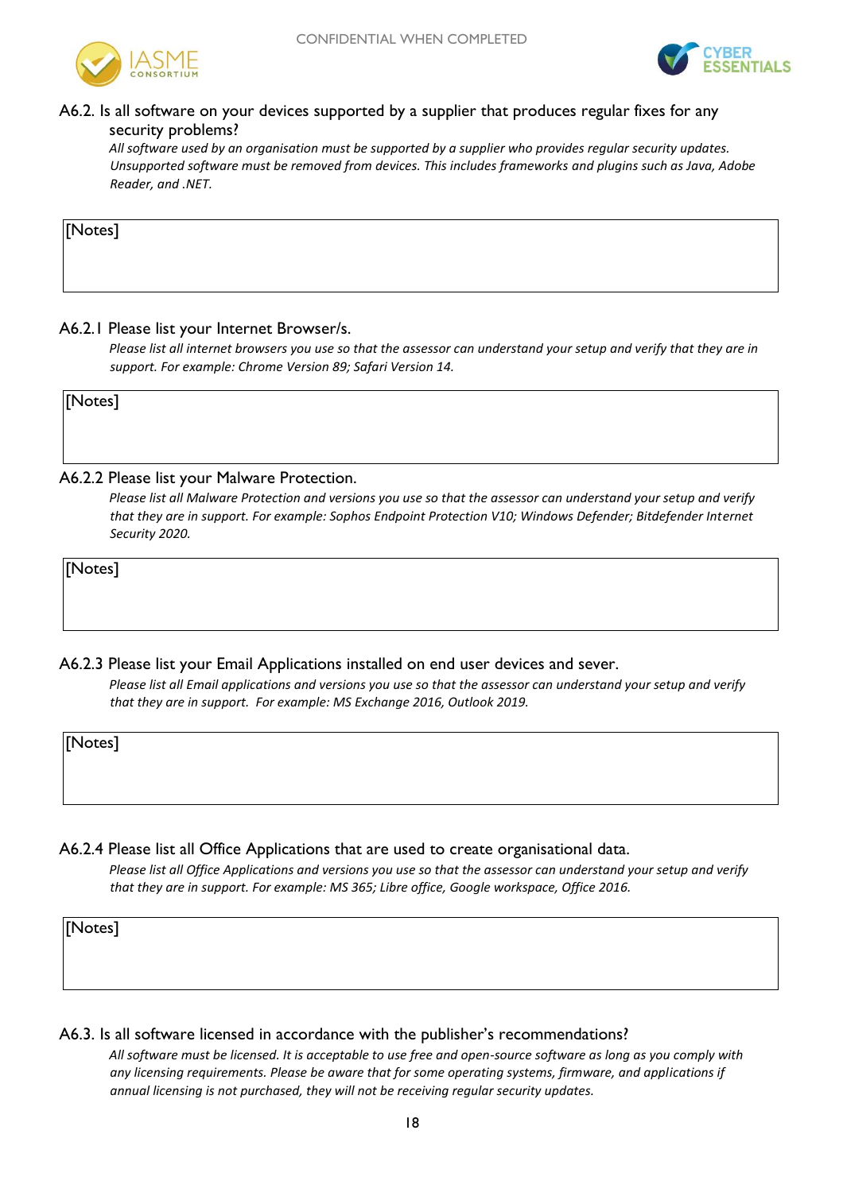### A6.2. Is all software on your devices supported by a supplier that produces regular fixes for any security problems?

*All software used by an organisation must be supported by a supplier who provides regular security updates. Unsupported software must be removed from devices. This includes frameworks and plugins such as Java, Adobe Reader, and .NET.*

[Notes]

### A6.2.1 Please list your Internet Browser/s.

*Please list all internet browsers you use so that the assessor can understand your setup and verify that they are in support. For example: Chrome Version 89; Safari Version 14.*

[Notes]

### A6.2.2 Please list your Malware Protection.

*Please list all Malware Protection and versions you use so that the assessor can understand your setup and verify that they are in support. For example: Sophos Endpoint Protection V10; Windows Defender; Bitdefender Internet Security 2020.*

[Notes]

### A6.2.3 Please list your Email Applications installed on end user devices and sever.

*Please list all Email applications and versions you use so that the assessor can understand your setup and verify that they are in support. For example: MS Exchange 2016, Outlook 2019.*

[Notes]

### A6.2.4 Please list all Office Applications that are used to create organisational data.

*Please list all Office Applications and versions you use so that the assessor can understand your setup and verify that they are in support. For example: MS 365; Libre office, Google workspace, Office 2016.*

[Notes]

### A6.3. Is all software licensed in accordance with the publisher's recommendations?

*All software must be licensed. It is acceptable to use free and open-source software as long as you comply with any licensing requirements. Please be aware that for some operating systems, firmware, and applications if annual licensing is not purchased, they will not be receiving regular security updates.*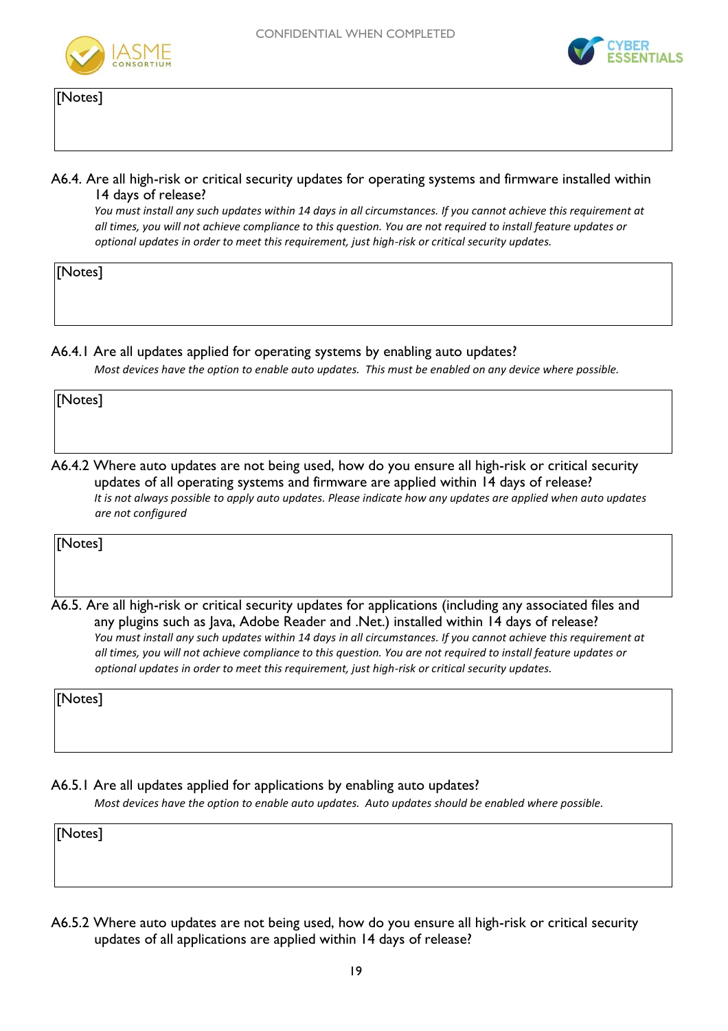[Notes]

A6.4. Are all high-risk or critical security updates for operating systems and firmware installed within 14 days of release?

*You must install any such updates within 14 days in all circumstances. If you cannot achieve this requirement at all times, you will not achieve compliance to this question. You are not required to install feature updates or optional updates in order to meet this requirement, just high-risk or critical security updates.*

[Notes]

A6.4.1 Are all updates applied for operating systems by enabling auto updates?

*Most devices have the option to enable auto updates. This must be enabled on any device where possible.*

[Notes]

A6.4.2 Where auto updates are not being used, how do you ensure all high-risk or critical security updates of all operating systems and firmware are applied within 14 days of release?

*It is not always possible to apply auto updates. Please indicate how any updates are applied when auto updates are not configured*

[Notes]

A6.5. Are all high-risk or critical security updates for applications (including any associated files and any plugins such as Java, Adobe Reader and .Net.) installed within 14 days of release?

*You must install any such updates within 14 days in all circumstances. If you cannot achieve this requirement at all times, you will not achieve compliance to this question. You are not required to install feature updates or optional updates in order to meet this requirement, just high-risk or critical security updates.*

[Notes]

A6.5.1 Are all updates applied for applications by enabling auto updates?

*Most devices have the option to enable auto updates. Auto updates should be enabled where possible.*

[Notes]

A6.5.2 Where auto updates are not being used, how do you ensure all high-risk or critical security updates of all applications are applied within 14 days of release?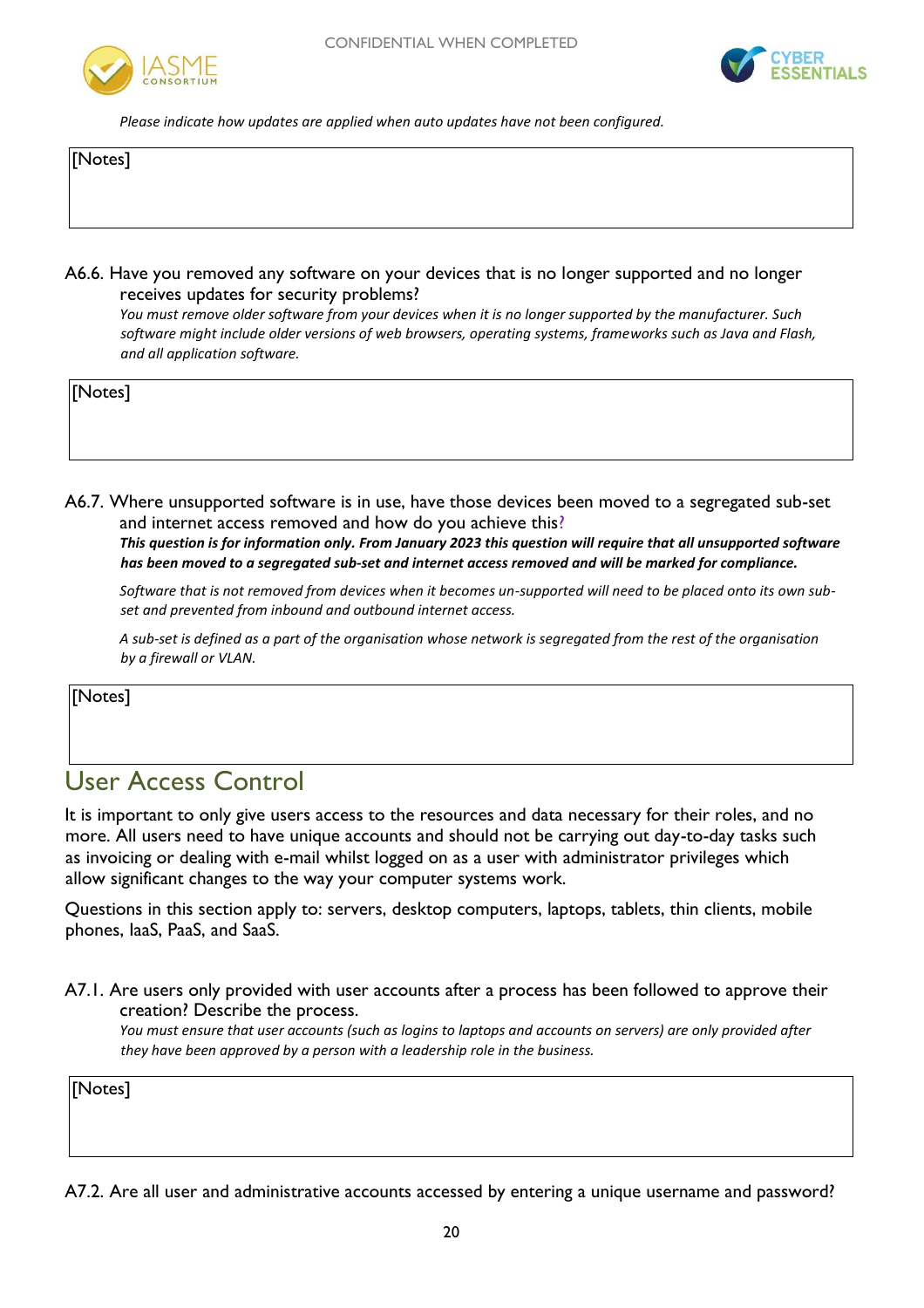*Please indicate how updates are applied when auto updates have not been configured.*

[Notes]

A6.6. Have you removed any software on your devices that is no longer supported and no longer receives updates for security problems?

*You must remove older software from your devices when it is no longer supported by the manufacturer. Such software might include older versions of web browsers, operating systems, frameworks such as Java and Flash, and all application software.*

[Notes]

A6.7. Where unsupported software is in use, have those devices been moved to a segregated sub-set and internet access removed and how do you achieve this?

***This question is for information only. From January 2023 this question will require that all unsupported software has been moved to a segregated sub-set and internet access removed and will be marked for compliance.***

*Software that is not removed from devices when it becomes un-supported will need to be placed onto its own sub-set and prevented from inbound and outbound internet access.*

*A sub-set is defined as a part of the organisation whose network is segregated from the rest of the organisation by a firewall or VLAN.*

[Notes]

## User Access Control

It is important to only give users access to the resources and data necessary for their roles, and no more. All users need to have unique accounts and should not be carrying out day-to-day tasks such as invoicing or dealing with e-mail whilst logged on as a user with administrator privileges which allow significant changes to the way your computer systems work.

Questions in this section apply to: servers, desktop computers, laptops, tablets, thin clients, mobile phones, IaaS, PaaS, and SaaS.

A7.1. Are users only provided with user accounts after a process has been followed to approve their creation? Describe the process.

*You must ensure that user accounts (such as logins to laptops and accounts on servers) are only provided after they have been approved by a person with a leadership role in the business.*

[Notes]

A7.2. Are all user and administrative accounts accessed by entering a unique username and password?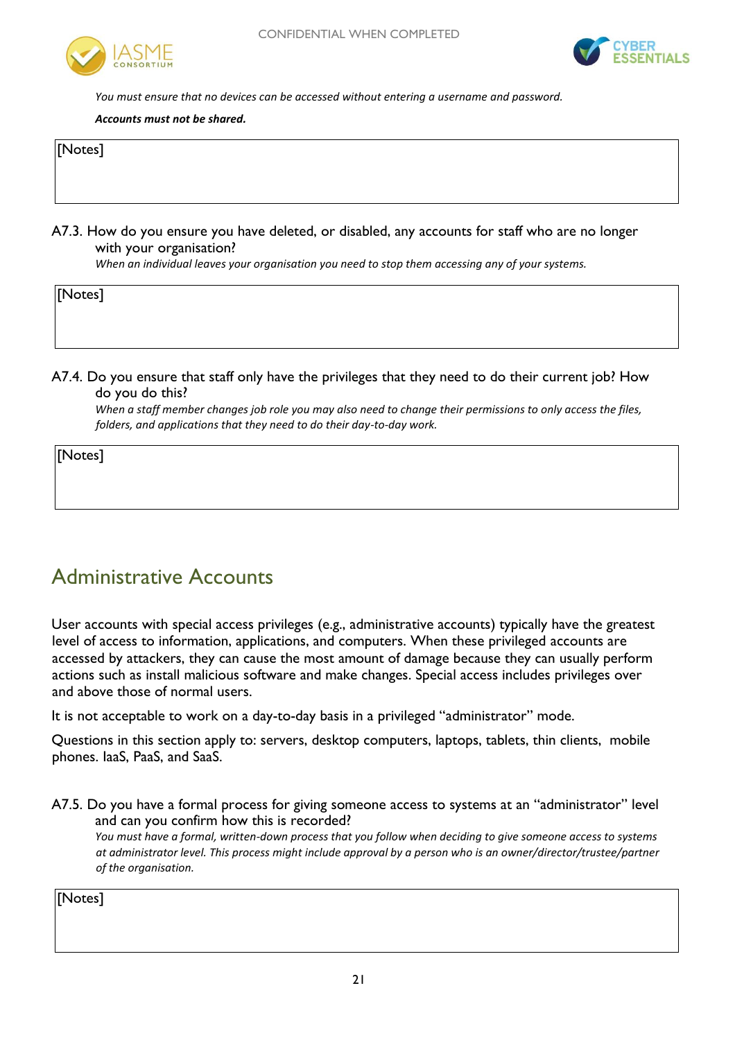*You must ensure that no devices can be accessed without entering a username and password.*

***Accounts must not be shared.***

[Notes]

A7.3. How do you ensure you have deleted, or disabled, any accounts for staff who are no longer with your organisation?

*When an individual leaves your organisation you need to stop them accessing any of your systems.*

[Notes]

A7.4. Do you ensure that staff only have the privileges that they need to do their current job? How do you do this?

*When a staff member changes job role you may also need to change their permissions to only access the files, folders, and applications that they need to do their day-to-day work.*

[Notes]

## Administrative Accounts

User accounts with special access privileges (e.g., administrative accounts) typically have the greatest level of access to information, applications, and computers. When these privileged accounts are accessed by attackers, they can cause the most amount of damage because they can usually perform actions such as install malicious software and make changes. Special access includes privileges over and above those of normal users.

It is not acceptable to work on a day-to-day basis in a privileged "administrator" mode.

Questions in this section apply to: servers, desktop computers, laptops, tablets, thin clients, mobile phones. IaaS, PaaS, and SaaS.

A7.5. Do you have a formal process for giving someone access to systems at an "administrator" level and can you confirm how this is recorded?

*You must have a formal, written-down process that you follow when deciding to give someone access to systems at administrator level. This process might include approval by a person who is an owner/director/trustee/partner of the organisation.*

[Notes]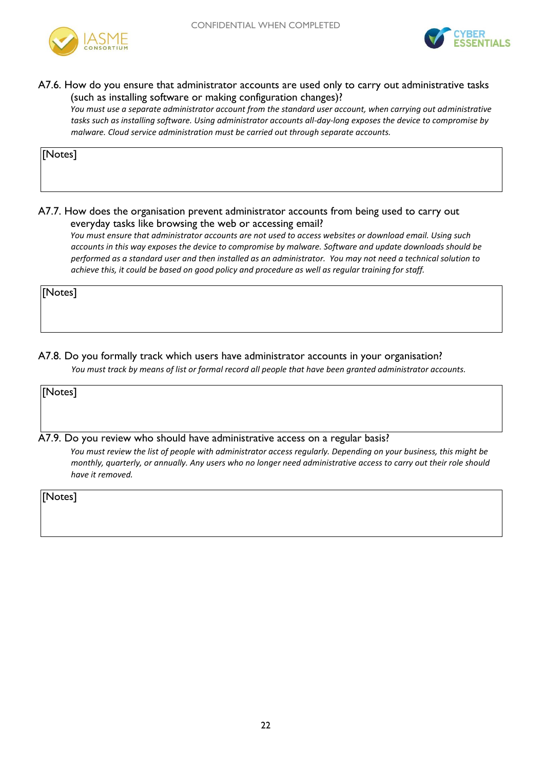A7.6. How do you ensure that administrator accounts are used only to carry out administrative tasks (such as installing software or making configuration changes)?

*You must use a separate administrator account from the standard user account, when carrying out administrative tasks such as installing software. Using administrator accounts all-day-long exposes the device to compromise by malware. Cloud service administration must be carried out through separate accounts.*

| [Notes] |
|---|
| |

A7.7. How does the organisation prevent administrator accounts from being used to carry out everyday tasks like browsing the web or accessing email?

*You must ensure that administrator accounts are not used to access websites or download email. Using such accounts in this way exposes the device to compromise by malware. Software and update downloads should be performed as a standard user and then installed as an administrator. You may not need a technical solution to achieve this, it could be based on good policy and procedure as well as regular training for staff.*

| [Notes] |
|---|
| |

A7.8. Do you formally track which users have administrator accounts in your organisation?

*You must track by means of list or formal record all people that have been granted administrator accounts.*

| [Notes] |
|---|
| |

A7.9. Do you review who should have administrative access on a regular basis?

*You must review the list of people with administrator access regularly. Depending on your business, this might be monthly, quarterly, or annually. Any users who no longer need administrative access to carry out their role should have it removed.*

| [Notes] |
|---|
| |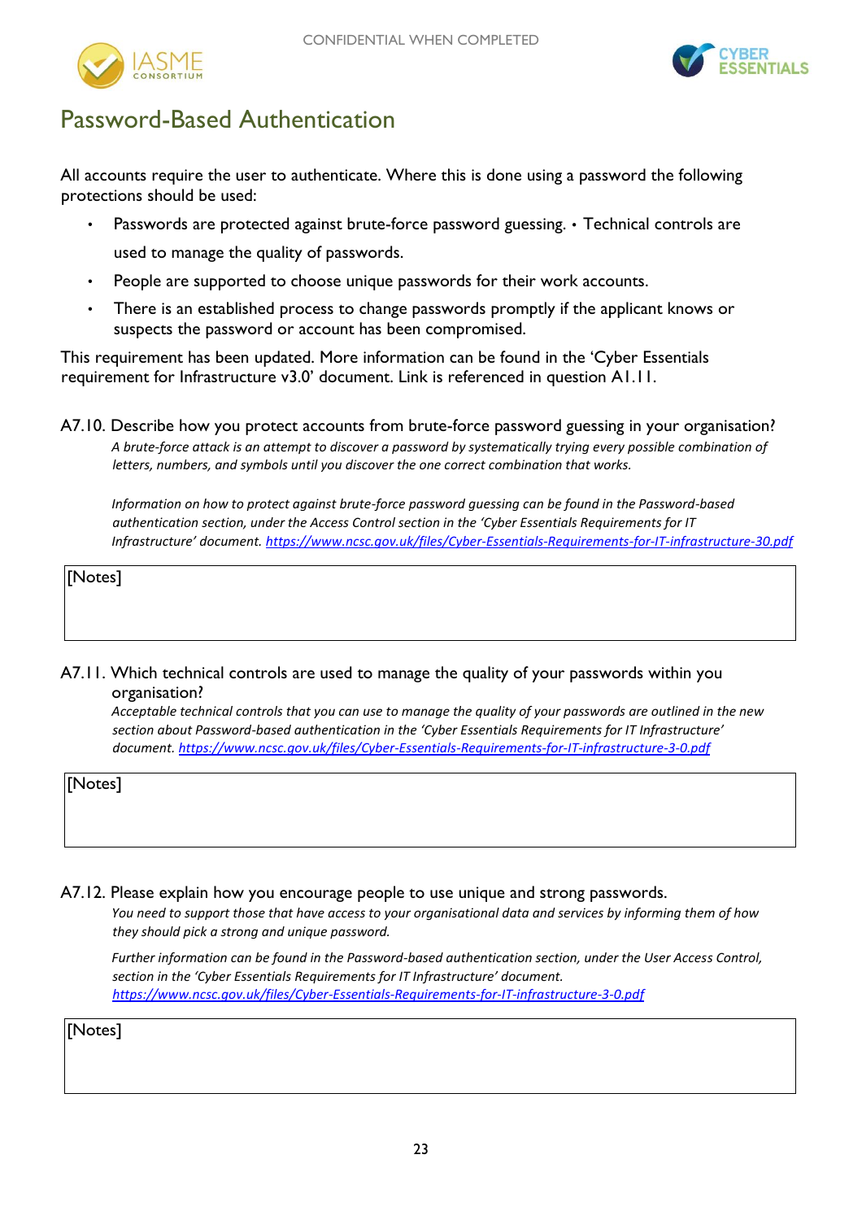## Password-Based Authentication

All accounts require the user to authenticate. Where this is done using a password the following protections should be used:

- Passwords are protected against brute-force password guessing. • Technical controls are used to manage the quality of passwords.
- People are supported to choose unique passwords for their work accounts.
- There is an established process to change passwords promptly if the applicant knows or suspects the password or account has been compromised.

This requirement has been updated. More information can be found in the 'Cyber Essentials requirement for Infrastructure v3.0' document. Link is referenced in question A1.11.

A7.10. Describe how you protect accounts from brute-force password guessing in your organisation?

*A brute-force attack is an attempt to discover a password by systematically trying every possible combination of letters, numbers, and symbols until you discover the one correct combination that works.*

*Information on how to protect against brute-force password guessing can be found in the Password-based authentication section, under the Access Control section in the 'Cyber Essentials Requirements for IT Infrastructure' document.* https://www.ncsc.gov.uk/files/Cyber-Essentials-Requirements-for-IT-infrastructure-30.pdf

[Notes]

A7.11. Which technical controls are used to manage the quality of your passwords within you organisation?

*Acceptable technical controls that you can use to manage the quality of your passwords are outlined in the new section about Password-based authentication in the 'Cyber Essentials Requirements for IT Infrastructure' document.* https://www.ncsc.gov.uk/files/Cyber-Essentials-Requirements-for-IT-infrastructure-3-0.pdf

[Notes]

A7.12. Please explain how you encourage people to use unique and strong passwords.

*You need to support those that have access to your organisational data and services by informing them of how they should pick a strong and unique password.*

*Further information can be found in the Password-based authentication section, under the User Access Control, section in the 'Cyber Essentials Requirements for IT Infrastructure' document.* https://www.ncsc.gov.uk/files/Cyber-Essentials-Requirements-for-IT-infrastructure-3-0.pdf

[Notes]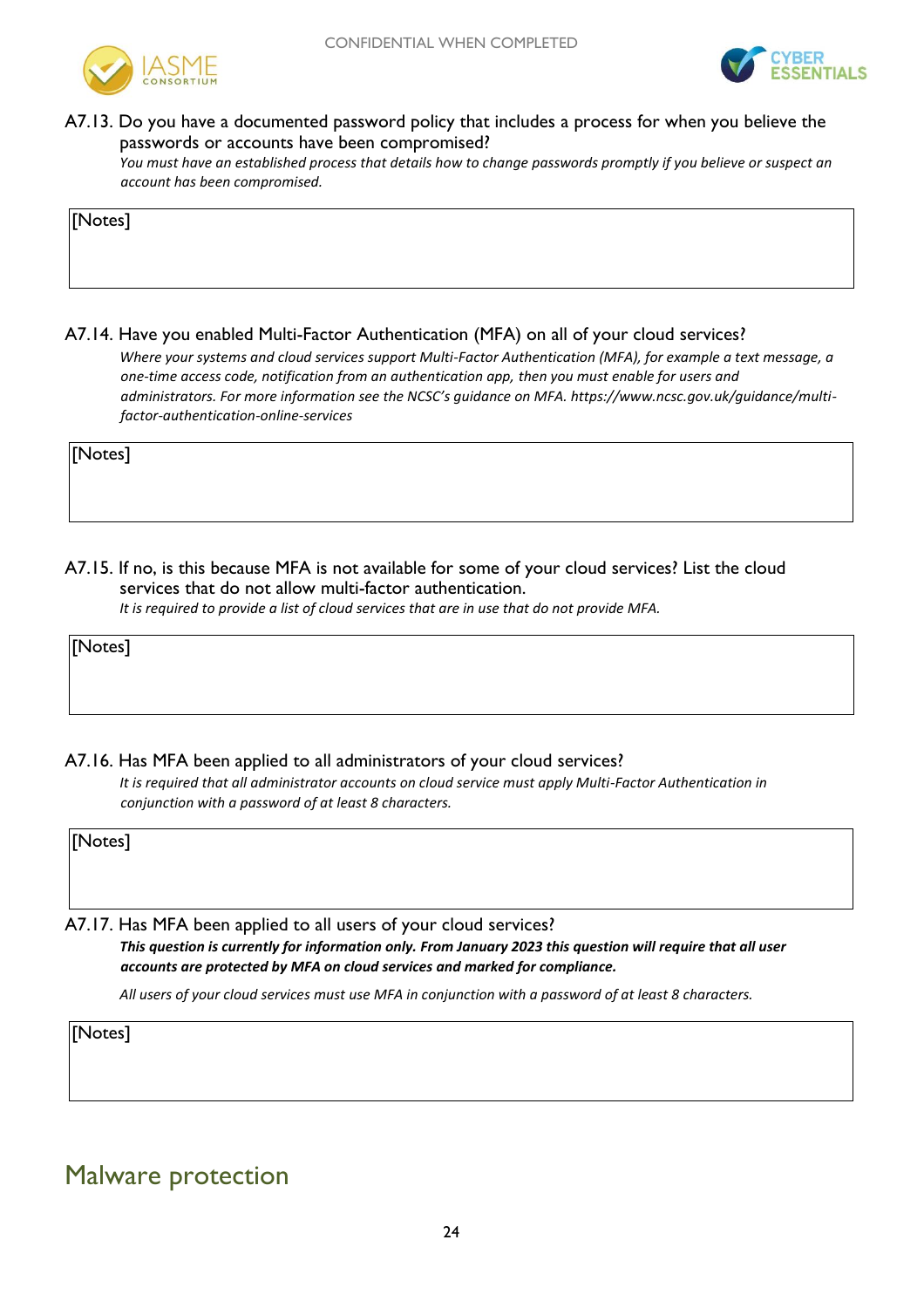A7.13. Do you have a documented password policy that includes a process for when you believe the passwords or accounts have been compromised?

*You must have an established process that details how to change passwords promptly if you believe or suspect an account has been compromised.*

[Notes]

A7.14. Have you enabled Multi-Factor Authentication (MFA) on all of your cloud services?

*Where your systems and cloud services support Multi-Factor Authentication (MFA), for example a text message, a one-time access code, notification from an authentication app, then you must enable for users and administrators. For more information see the NCSC's guidance on MFA. https://www.ncsc.gov.uk/guidance/multi-factor-authentication-online-services*

[Notes]

A7.15. If no, is this because MFA is not available for some of your cloud services? List the cloud services that do not allow multi-factor authentication.

*It is required to provide a list of cloud services that are in use that do not provide MFA.*

[Notes]

A7.16. Has MFA been applied to all administrators of your cloud services?

*It is required that all administrator accounts on cloud service must apply Multi-Factor Authentication in conjunction with a password of at least 8 characters.*

[Notes]

A7.17. Has MFA been applied to all users of your cloud services?

***This question is currently for information only. From January 2023 this question will require that all user accounts are protected by MFA on cloud services and marked for compliance.***

*All users of your cloud services must use MFA in conjunction with a password of at least 8 characters.*

[Notes]

## Malware protection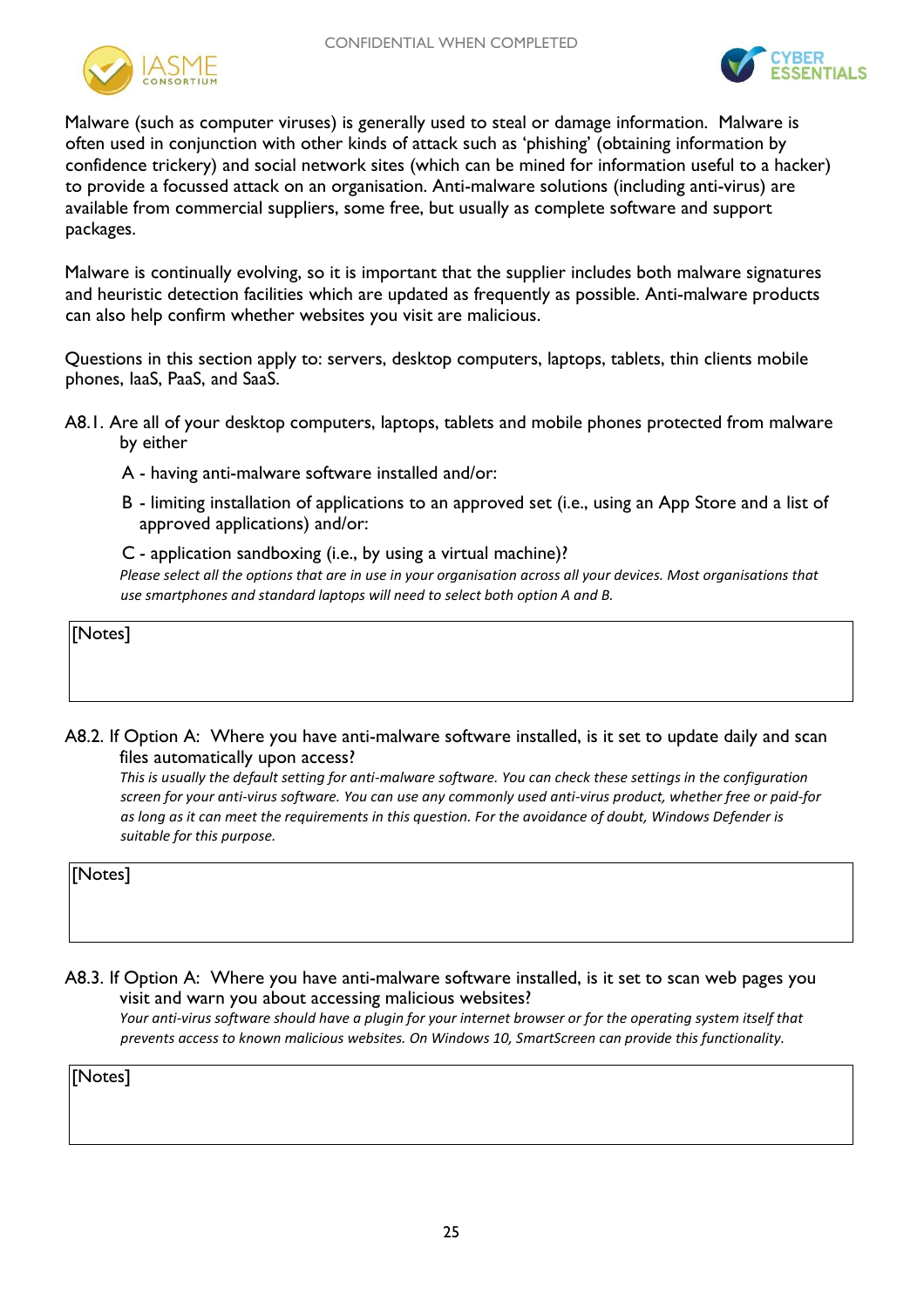Malware (such as computer viruses) is generally used to steal or damage information. Malware is often used in conjunction with other kinds of attack such as 'phishing' (obtaining information by confidence trickery) and social network sites (which can be mined for information useful to a hacker) to provide a focussed attack on an organisation. Anti-malware solutions (including anti-virus) are available from commercial suppliers, some free, but usually as complete software and support packages.

Malware is continually evolving, so it is important that the supplier includes both malware signatures and heuristic detection facilities which are updated as frequently as possible. Anti-malware products can also help confirm whether websites you visit are malicious.

Questions in this section apply to: servers, desktop computers, laptops, tablets, thin clients mobile phones, IaaS, PaaS, and SaaS.

A8.1. Are all of your desktop computers, laptops, tablets and mobile phones protected from malware by either

A - having anti-malware software installed and/or:

B - limiting installation of applications to an approved set (i.e., using an App Store and a list of approved applications) and/or:

C - application sandboxing (i.e., by using a virtual machine)?

*Please select all the options that are in use in your organisation across all your devices. Most organisations that use smartphones and standard laptops will need to select both option A and B.*

[Notes]

A8.2. If Option A: Where you have anti-malware software installed, is it set to update daily and scan files automatically upon access?

*This is usually the default setting for anti-malware software. You can check these settings in the configuration screen for your anti-virus software. You can use any commonly used anti-virus product, whether free or paid-for as long as it can meet the requirements in this question. For the avoidance of doubt, Windows Defender is suitable for this purpose.*

[Notes]

A8.3. If Option A: Where you have anti-malware software installed, is it set to scan web pages you visit and warn you about accessing malicious websites?

*Your anti-virus software should have a plugin for your internet browser or for the operating system itself that prevents access to known malicious websites. On Windows 10, SmartScreen can provide this functionality.*

[Notes]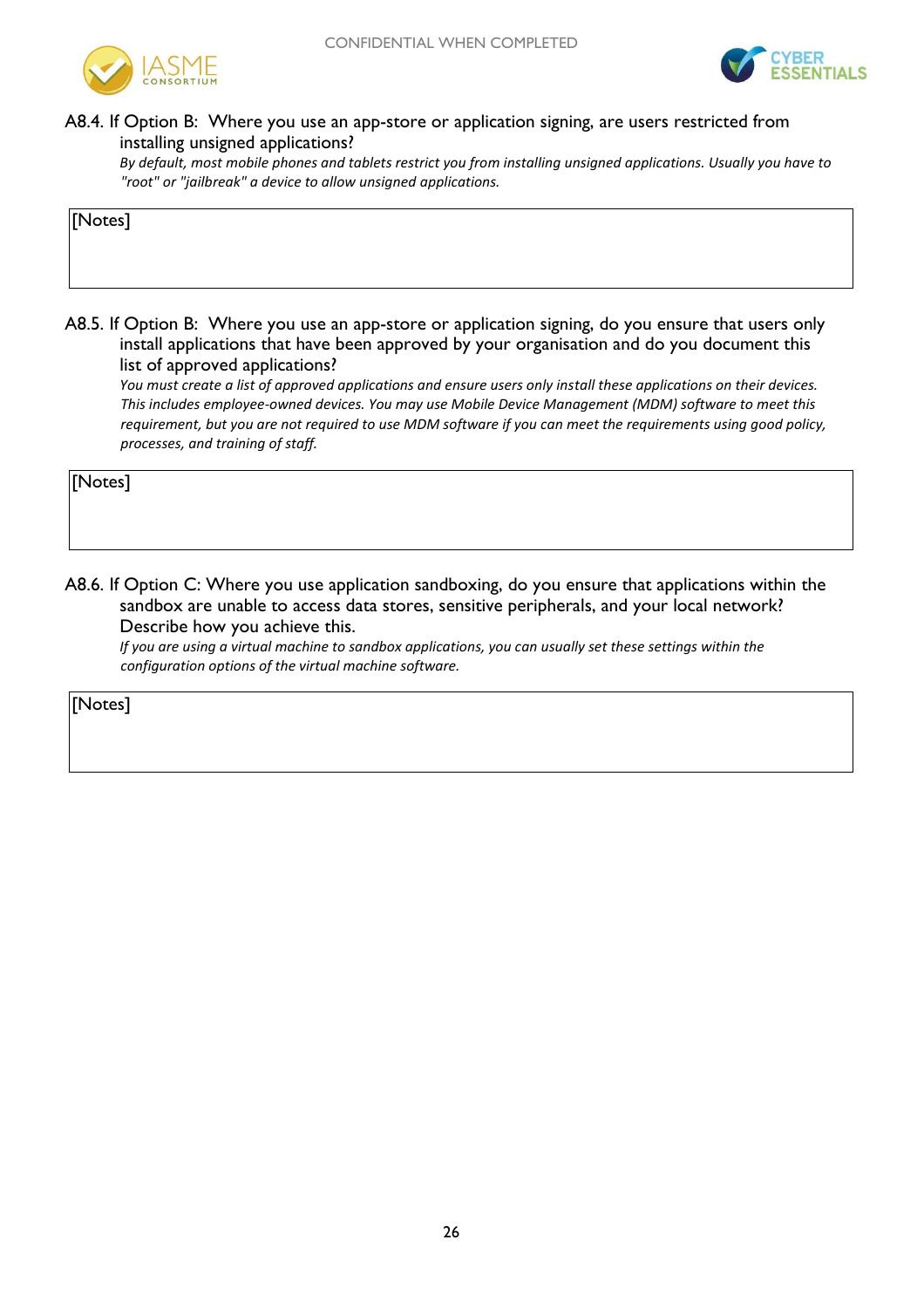A8.4. If Option B: Where you use an app-store or application signing, are users restricted from installing unsigned applications?

*By default, most mobile phones and tablets restrict you from installing unsigned applications. Usually you have to "root" or "jailbreak" a device to allow unsigned applications.*

| [Notes] |
|---|
| |

A8.5. If Option B: Where you use an app-store or application signing, do you ensure that users only install applications that have been approved by your organisation and do you document this list of approved applications?

*You must create a list of approved applications and ensure users only install these applications on their devices. This includes employee-owned devices. You may use Mobile Device Management (MDM) software to meet this requirement, but you are not required to use MDM software if you can meet the requirements using good policy, processes, and training of staff.*

| [Notes] |
|---|
| |

A8.6. If Option C: Where you use application sandboxing, do you ensure that applications within the sandbox are unable to access data stores, sensitive peripherals, and your local network? Describe how you achieve this.

*If you are using a virtual machine to sandbox applications, you can usually set these settings within the configuration options of the virtual machine software.*

| [Notes] |
|---|
| |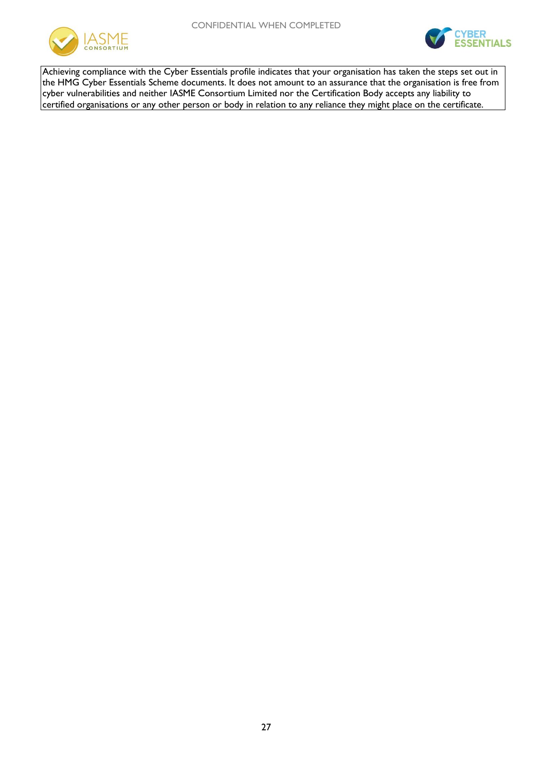Achieving compliance with the Cyber Essentials profile indicates that your organisation has taken the steps set out in the HMG Cyber Essentials Scheme documents. It does not amount to an assurance that the organisation is free from cyber vulnerabilities and neither IASME Consortium Limited nor the Certification Body accepts any liability to certified organisations or any other person or body in relation to any reliance they might place on the certificate.